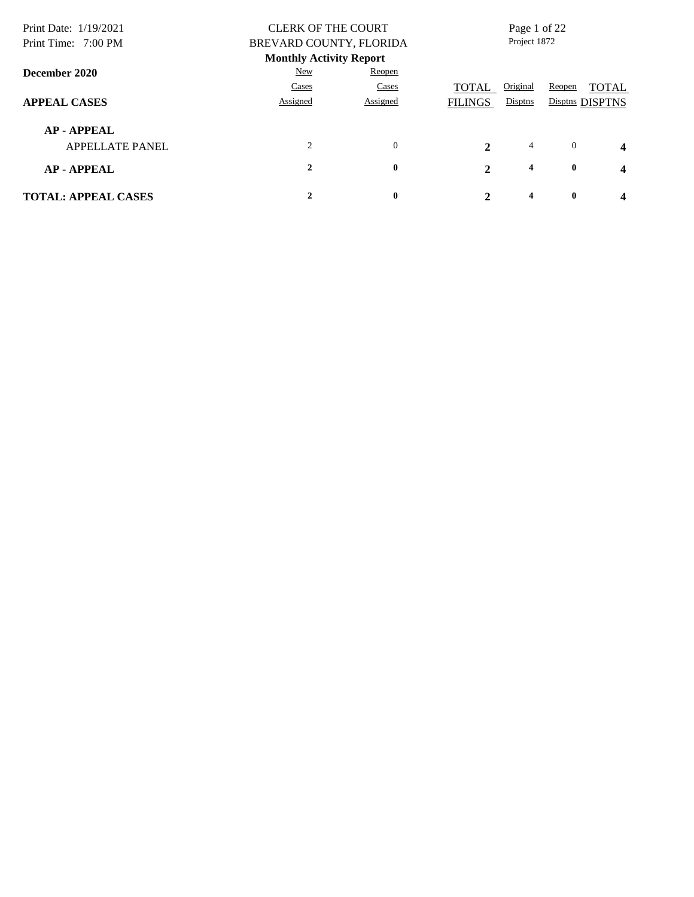# CLERK OF THE COURT
# BREVARD COUNTY, FLORIDA

Print Date: 1/19/2021
Print Time: 7:00 PM

Project 1872

## Monthly Activity Report

**December 2020**

| APPEAL CASES | New Cases Assigned | Reopen Cases Assigned | TOTAL FILINGS | Original Disptns | Reopen Disptns | TOTAL DISPTNS |
|---|---|---|---|---|---|---|
| **AP - APPEAL** | | | | | | |
| APPELLATE PANEL | 2 | 0 | **2** | 4 | 0 | **4** |
| **AP - APPEAL** | **2** | **0** | **2** | **4** | **0** | **4** |
| **TOTAL: APPEAL CASES** | **2** | **0** | **2** | **4** | **0** | **4** |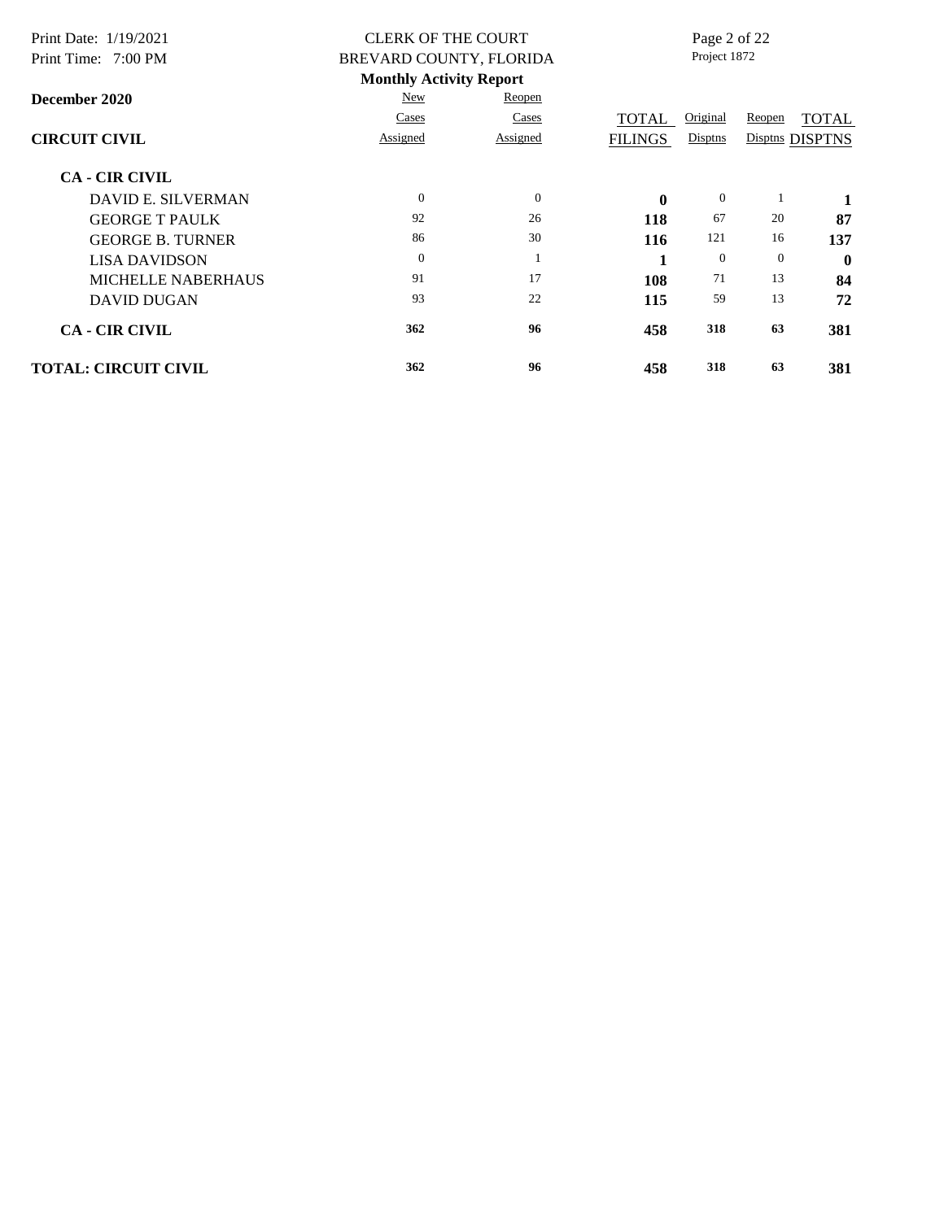CLERK OF THE COURT
BREVARD COUNTY, FLORIDA

Project 1872

**Monthly Activity Report**

**December 2020**

| **CIRCUIT CIVIL** | New Cases Assigned | Reopen Cases Assigned | TOTAL FILINGS | Original Disptns | Reopen Disptns | TOTAL DISPTNS |
|---|---|---|---|---|---|---|
| **CA - CIR CIVIL** | | | | | | |
| DAVID E. SILVERMAN | 0 | 0 | **0** | 0 | 1 | **1** |
| GEORGE T PAULK | 92 | 26 | **118** | 67 | 20 | **87** |
| GEORGE B. TURNER | 86 | 30 | **116** | 121 | 16 | **137** |
| LISA DAVIDSON | 0 | 1 | **1** | 0 | 0 | **0** |
| MICHELLE NABERHAUS | 91 | 17 | **108** | 71 | 13 | **84** |
| DAVID DUGAN | 93 | 22 | **115** | 59 | 13 | **72** |
| **CA - CIR CIVIL** | **362** | **96** | **458** | **318** | **63** | **381** |
| **TOTAL: CIRCUIT CIVIL** | **362** | **96** | **458** | **318** | **63** | **381** |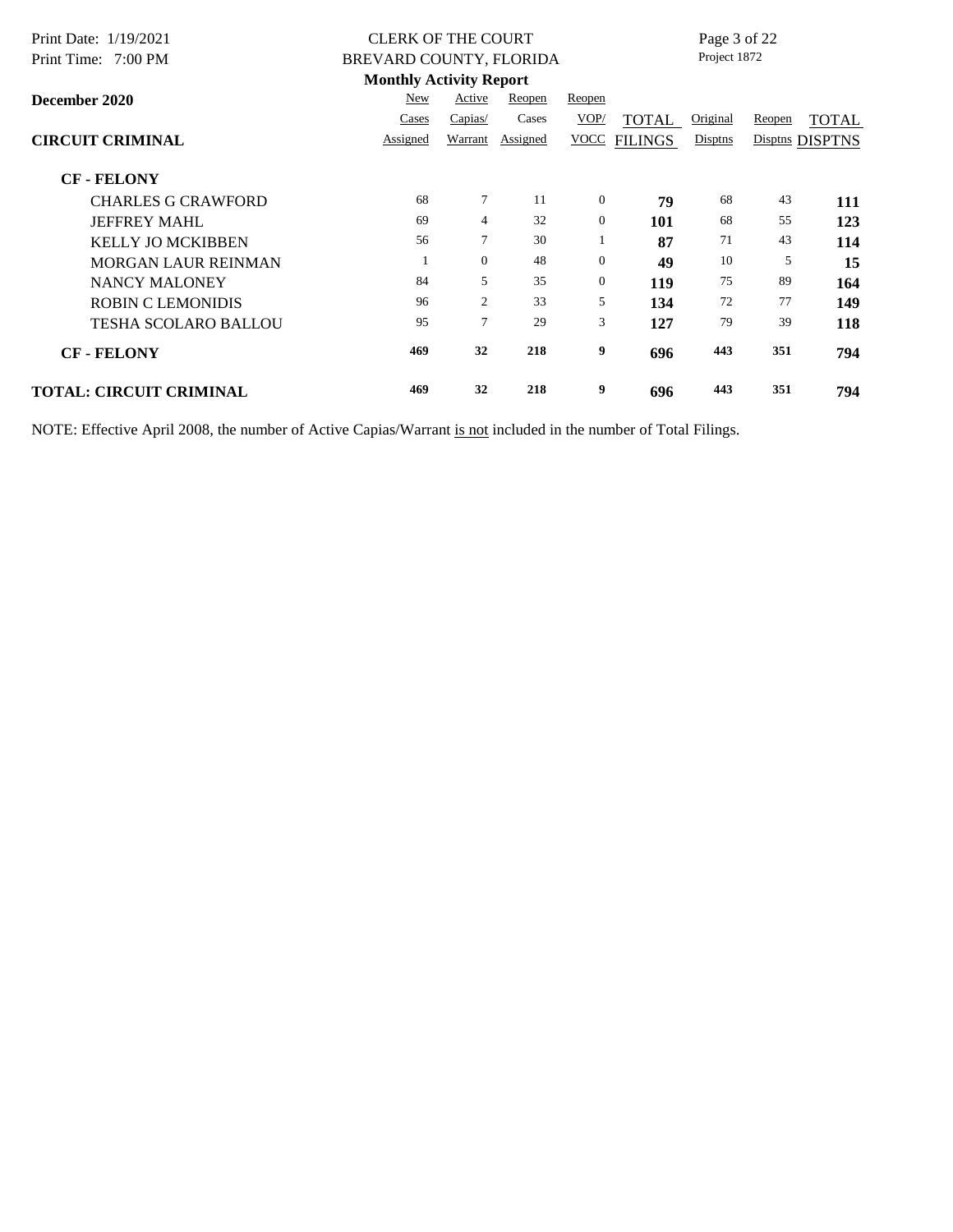CLERK OF THE COURT
BREVARD COUNTY, FLORIDA
**Monthly Activity Report**

Print Date: 1/19/2021
Print Time: 7:00 PM

Project 1872

**December 2020**

| **CIRCUIT CRIMINAL** | New Cases Assigned | Active Capias/ Warrant | Reopen Cases Assigned | Reopen VOP/ VOCC | TOTAL FILINGS | Original Disptns | Reopen Disptns | TOTAL DISPTNS |
|---|---|---|---|---|---|---|---|---|
| **CF - FELONY** | | | | | | | | |
| CHARLES G CRAWFORD | 68 | 7 | 11 | 0 | **79** | 68 | 43 | **111** |
| JEFFREY MAHL | 69 | 4 | 32 | 0 | **101** | 68 | 55 | **123** |
| KELLY JO MCKIBBEN | 56 | 7 | 30 | 1 | **87** | 71 | 43 | **114** |
| MORGAN LAUR REINMAN | 1 | 0 | 48 | 0 | **49** | 10 | 5 | **15** |
| NANCY MALONEY | 84 | 5 | 35 | 0 | **119** | 75 | 89 | **164** |
| ROBIN C LEMONIDIS | 96 | 2 | 33 | 5 | **134** | 72 | 77 | **149** |
| TESHA SCOLARO BALLOU | 95 | 7 | 29 | 3 | **127** | 79 | 39 | **118** |
| **CF - FELONY** | **469** | **32** | **218** | **9** | **696** | **443** | **351** | **794** |
| **TOTAL: CIRCUIT CRIMINAL** | **469** | **32** | **218** | **9** | **696** | **443** | **351** | **794** |

NOTE: Effective April 2008, the number of Active Capias/Warrant is not included in the number of Total Filings.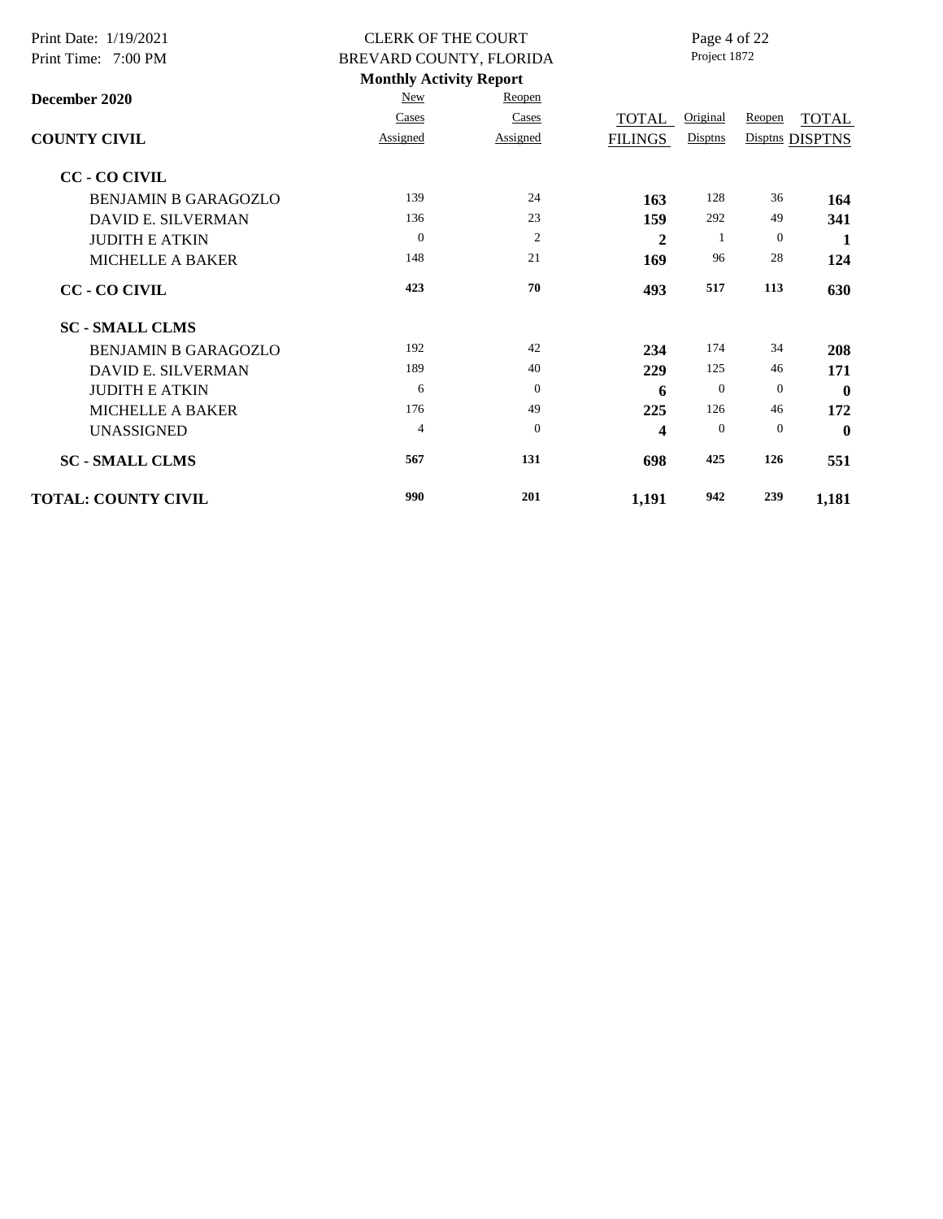CLERK OF THE COURT
BREVARD COUNTY, FLORIDA

Project 1872

**Monthly Activity Report**

**December 2020**

| **COUNTY CIVIL** | New Cases Assigned | Reopen Cases Assigned | TOTAL FILINGS | Original Disptns | Reopen Disptns | TOTAL DISPTNS |
|---|---|---|---|---|---|---|
| **CC - CO CIVIL** | | | | | | |
| BENJAMIN B GARAGOZLO | 139 | 24 | **163** | 128 | 36 | **164** |
| DAVID E. SILVERMAN | 136 | 23 | **159** | 292 | 49 | **341** |
| JUDITH E ATKIN | 0 | 2 | **2** | 1 | 0 | **1** |
| MICHELLE A BAKER | 148 | 21 | **169** | 96 | 28 | **124** |
| **CC - CO CIVIL** | **423** | **70** | **493** | **517** | **113** | **630** |
| **SC - SMALL CLMS** | | | | | | |
| BENJAMIN B GARAGOZLO | 192 | 42 | **234** | 174 | 34 | **208** |
| DAVID E. SILVERMAN | 189 | 40 | **229** | 125 | 46 | **171** |
| JUDITH E ATKIN | 6 | 0 | **6** | 0 | 0 | **0** |
| MICHELLE A BAKER | 176 | 49 | **225** | 126 | 46 | **172** |
| UNASSIGNED | 4 | 0 | **4** | 0 | 0 | **0** |
| **SC - SMALL CLMS** | **567** | **131** | **698** | **425** | **126** | **551** |
| **TOTAL: COUNTY CIVIL** | **990** | **201** | **1,191** | **942** | **239** | **1,181** |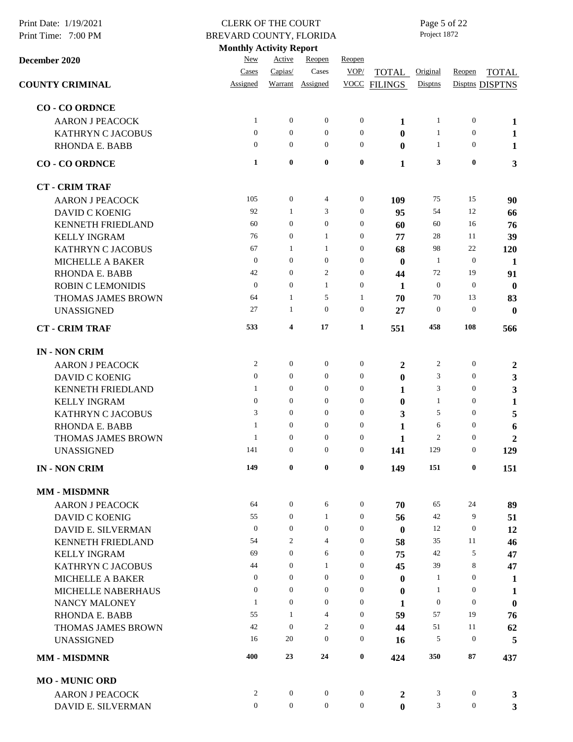CLERK OF THE COURT
BREVARD COUNTY, FLORIDA
**Monthly Activity Report**

Print Date: 1/19/2021
Print Time: 7:00 PM

Project 1872

**December 2020**

**COUNTY CRIMINAL**

| | New Cases Assigned | Active Capias/ Warrant | Reopen Cases Assigned | Reopen VOP/ VOCC | TOTAL FILINGS | Original Disptns | Reopen Disptns | TOTAL DISPTNS |
|---|---|---|---|---|---|---|---|---|
| **CO - CO ORDNCE** | | | | | | | | |
| AARON J PEACOCK | 1 | 0 | 0 | 0 | **1** | 1 | 0 | **1** |
| KATHRYN C JACOBUS | 0 | 0 | 0 | 0 | **0** | 1 | 0 | **1** |
| RHONDA E. BABB | 0 | 0 | 0 | 0 | **0** | 1 | 0 | **1** |
| **CO - CO ORDNCE** | **1** | **0** | **0** | **0** | **1** | **3** | **0** | **3** |
| **CT - CRIM TRAF** | | | | | | | | |
| AARON J PEACOCK | 105 | 0 | 4 | 0 | **109** | 75 | 15 | **90** |
| DAVID C KOENIG | 92 | 1 | 3 | 0 | **95** | 54 | 12 | **66** |
| KENNETH FRIEDLAND | 60 | 0 | 0 | 0 | **60** | 60 | 16 | **76** |
| KELLY INGRAM | 76 | 0 | 1 | 0 | **77** | 28 | 11 | **39** |
| KATHRYN C JACOBUS | 67 | 1 | 1 | 0 | **68** | 98 | 22 | **120** |
| MICHELLE A BAKER | 0 | 0 | 0 | 0 | **0** | 1 | 0 | **1** |
| RHONDA E. BABB | 42 | 0 | 2 | 0 | **44** | 72 | 19 | **91** |
| ROBIN C LEMONIDIS | 0 | 0 | 1 | 0 | **1** | 0 | 0 | **0** |
| THOMAS JAMES BROWN | 64 | 1 | 5 | 1 | **70** | 70 | 13 | **83** |
| UNASSIGNED | 27 | 1 | 0 | 0 | **27** | 0 | 0 | **0** |
| **CT - CRIM TRAF** | **533** | **4** | **17** | **1** | **551** | **458** | **108** | **566** |
| **IN - NON CRIM** | | | | | | | | |
| AARON J PEACOCK | 2 | 0 | 0 | 0 | **2** | 2 | 0 | **2** |
| DAVID C KOENIG | 0 | 0 | 0 | 0 | **0** | 3 | 0 | **3** |
| KENNETH FRIEDLAND | 1 | 0 | 0 | 0 | **1** | 3 | 0 | **3** |
| KELLY INGRAM | 0 | 0 | 0 | 0 | **0** | 1 | 0 | **1** |
| KATHRYN C JACOBUS | 3 | 0 | 0 | 0 | **3** | 5 | 0 | **5** |
| RHONDA E. BABB | 1 | 0 | 0 | 0 | **1** | 6 | 0 | **6** |
| THOMAS JAMES BROWN | 1 | 0 | 0 | 0 | **1** | 2 | 0 | **2** |
| UNASSIGNED | 141 | 0 | 0 | 0 | **141** | 129 | 0 | **129** |
| **IN - NON CRIM** | **149** | **0** | **0** | **0** | **149** | **151** | **0** | **151** |
| **MM - MISDMNR** | | | | | | | | |
| AARON J PEACOCK | 64 | 0 | 6 | 0 | **70** | 65 | 24 | **89** |
| DAVID C KOENIG | 55 | 0 | 1 | 0 | **56** | 42 | 9 | **51** |
| DAVID E. SILVERMAN | 0 | 0 | 0 | 0 | **0** | 12 | 0 | **12** |
| KENNETH FRIEDLAND | 54 | 2 | 4 | 0 | **58** | 35 | 11 | **46** |
| KELLY INGRAM | 69 | 0 | 6 | 0 | **75** | 42 | 5 | **47** |
| KATHRYN C JACOBUS | 44 | 0 | 1 | 0 | **45** | 39 | 8 | **47** |
| MICHELLE A BAKER | 0 | 0 | 0 | 0 | **0** | 1 | 0 | **1** |
| MICHELLE NABERHAUS | 0 | 0 | 0 | 0 | **0** | 1 | 0 | **1** |
| NANCY MALONEY | 1 | 0 | 0 | 0 | **1** | 0 | 0 | **0** |
| RHONDA E. BABB | 55 | 1 | 4 | 0 | **59** | 57 | 19 | **76** |
| THOMAS JAMES BROWN | 42 | 0 | 2 | 0 | **44** | 51 | 11 | **62** |
| UNASSIGNED | 16 | 20 | 0 | 0 | **16** | 5 | 0 | **5** |
| **MM - MISDMNR** | **400** | **23** | **24** | **0** | **424** | **350** | **87** | **437** |
| **MO - MUNIC ORD** | | | | | | | | |
| AARON J PEACOCK | 2 | 0 | 0 | 0 | **2** | 3 | 0 | **3** |
| DAVID E. SILVERMAN | 0 | 0 | 0 | 0 | **0** | 3 | 0 | **3** |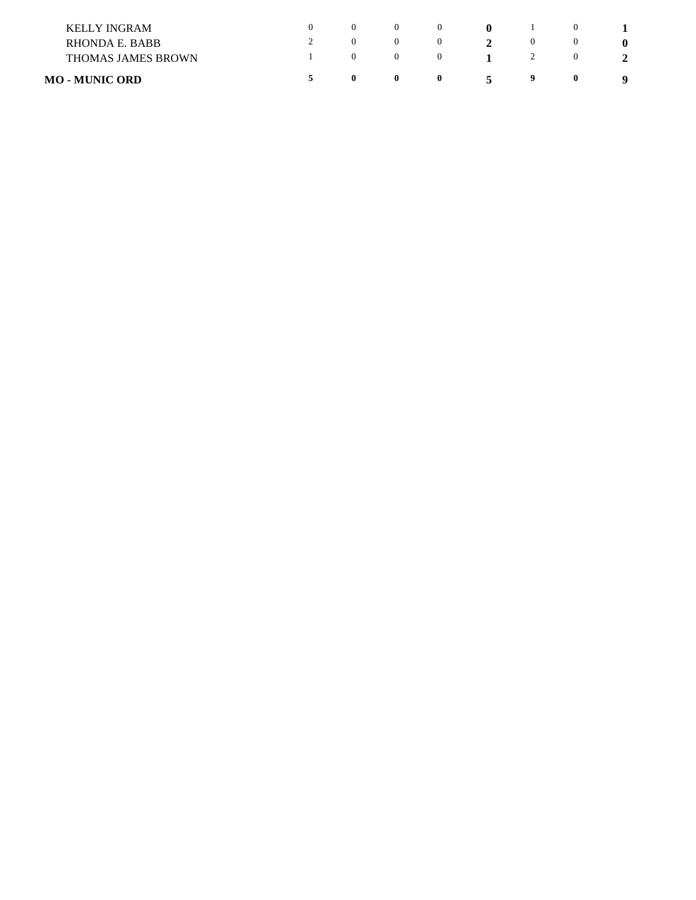| | | | | | | | | |
|---|---|---|---|---|---|---|---|---|
| KELLY INGRAM | 0 | 0 | 0 | 0 | **0** | 1 | 0 | **1** |
| RHONDA E. BABB | 2 | 0 | 0 | 0 | **2** | 0 | 0 | **0** |
| THOMAS JAMES BROWN | 1 | 0 | 0 | 0 | **1** | 2 | 0 | **2** |
| **MO - MUNIC ORD** | **5** | **0** | **0** | **0** | **5** | **9** | **0** | **9** |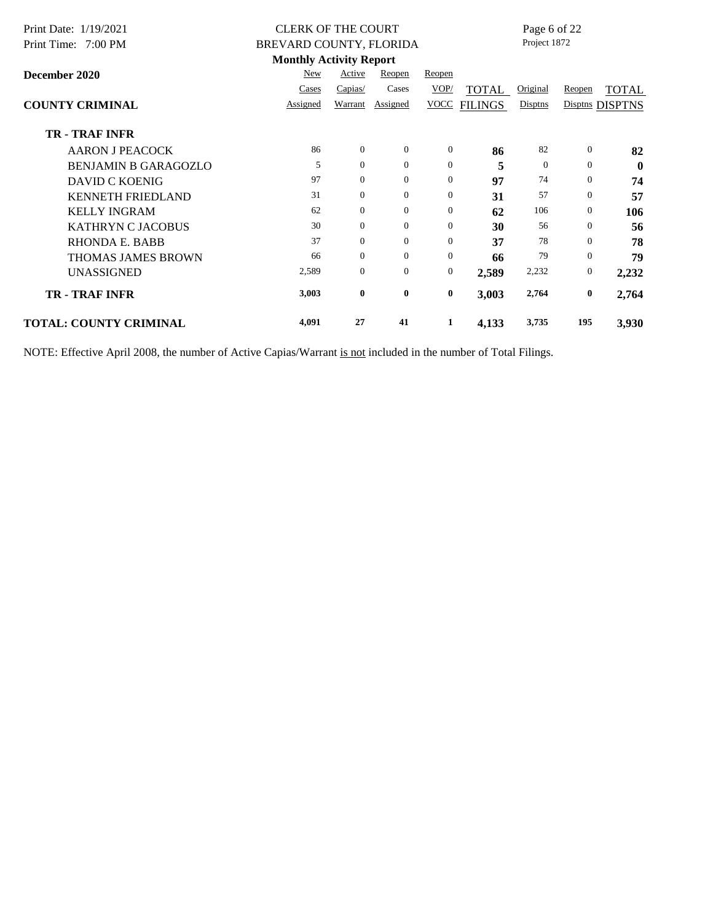**Monthly Activity Report**

**December 2020**

| COUNTY CRIMINAL | New Cases Assigned | Active Capias/ Warrant | Reopen Cases Assigned | Reopen VOP/ VOCC | TOTAL FILINGS | Original Disptns | Reopen Disptns | TOTAL DISPTNS |
|---|---|---|---|---|---|---|---|---|
| **TR - TRAF INFR** | | | | | | | | |
| AARON J PEACOCK | 86 | 0 | 0 | 0 | **86** | 82 | 0 | **82** |
| BENJAMIN B GARAGOZLO | 5 | 0 | 0 | 0 | **5** | 0 | 0 | **0** |
| DAVID C KOENIG | 97 | 0 | 0 | 0 | **97** | 74 | 0 | **74** |
| KENNETH FRIEDLAND | 31 | 0 | 0 | 0 | **31** | 57 | 0 | **57** |
| KELLY INGRAM | 62 | 0 | 0 | 0 | **62** | 106 | 0 | **106** |
| KATHRYN C JACOBUS | 30 | 0 | 0 | 0 | **30** | 56 | 0 | **56** |
| RHONDA E. BABB | 37 | 0 | 0 | 0 | **37** | 78 | 0 | **78** |
| THOMAS JAMES BROWN | 66 | 0 | 0 | 0 | **66** | 79 | 0 | **79** |
| UNASSIGNED | 2,589 | 0 | 0 | 0 | **2,589** | 2,232 | 0 | **2,232** |
| **TR - TRAF INFR** | **3,003** | **0** | **0** | **0** | **3,003** | **2,764** | **0** | **2,764** |
| **TOTAL: COUNTY CRIMINAL** | **4,091** | **27** | **41** | **1** | **4,133** | **3,735** | **195** | **3,930** |

NOTE: Effective April 2008, the number of Active Capias/Warrant is not included in the number of Total Filings.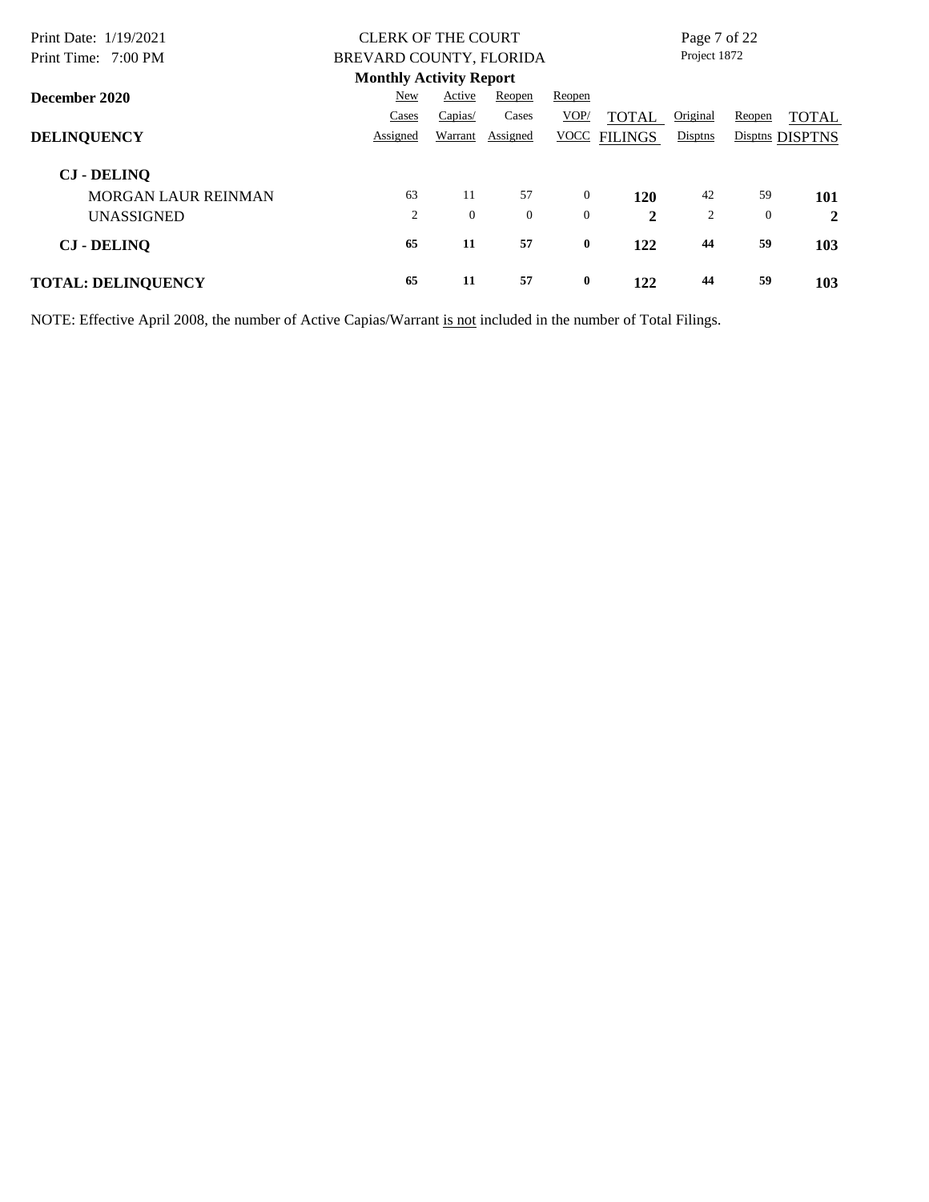# CLERK OF THE COURT
# BREVARD COUNTY, FLORIDA

**Monthly Activity Report**

**December 2020**

| **DELINQUENCY** | New Cases Assigned | Active Capias/ Warrant | Reopen Cases Assigned | Reopen VOP/ VOCC | TOTAL FILINGS | Original Disptns | Reopen Disptns | TOTAL DISPTNS |
|---|---|---|---|---|---|---|---|---|
| **CJ - DELINQ** | | | | | | | | |
| MORGAN LAUR REINMAN | 63 | 11 | 57 | 0 | **120** | 42 | 59 | **101** |
| UNASSIGNED | 2 | 0 | 0 | 0 | **2** | 2 | 0 | **2** |
| **CJ - DELINQ** | **65** | **11** | **57** | **0** | **122** | **44** | **59** | **103** |
| **TOTAL: DELINQUENCY** | **65** | **11** | **57** | **0** | **122** | **44** | **59** | **103** |

NOTE: Effective April 2008, the number of Active Capias/Warrant is not included in the number of Total Filings.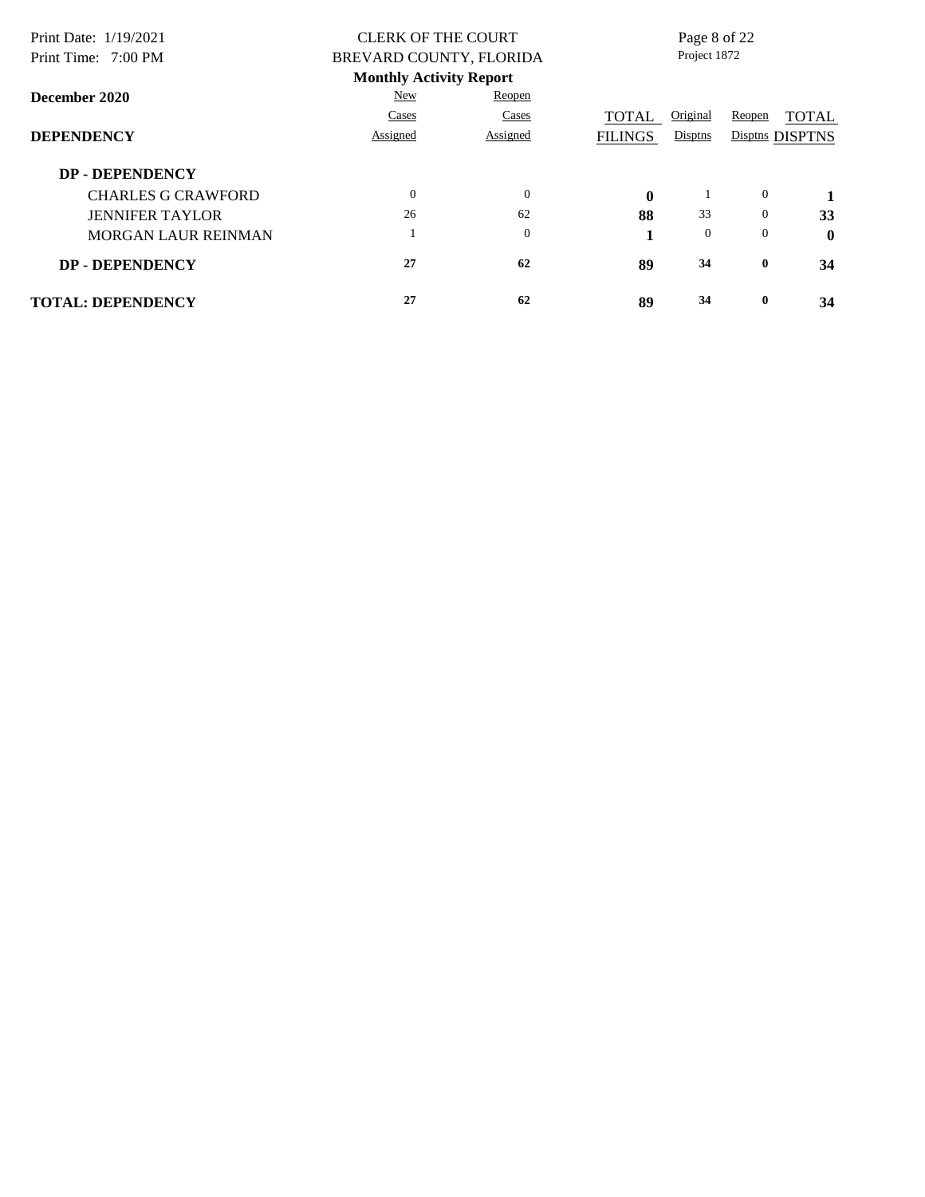CLERK OF THE COURT
BREVARD COUNTY, FLORIDA
**Monthly Activity Report**

Project 1872

**December 2020**

| **DEPENDENCY** | New Cases Assigned | Reopen Cases Assigned | TOTAL FILINGS | Original Disptns | Reopen Disptns | TOTAL DISPTNS |
|---|---|---|---|---|---|---|
| **DP - DEPENDENCY** | | | | | | |
| CHARLES G CRAWFORD | 0 | 0 | **0** | 1 | 0 | **1** |
| JENNIFER TAYLOR | 26 | 62 | **88** | 33 | 0 | **33** |
| MORGAN LAUR REINMAN | 1 | 0 | **1** | 0 | 0 | **0** |
| **DP - DEPENDENCY** | **27** | **62** | **89** | **34** | **0** | **34** |
| **TOTAL: DEPENDENCY** | **27** | **62** | **89** | **34** | **0** | **34** |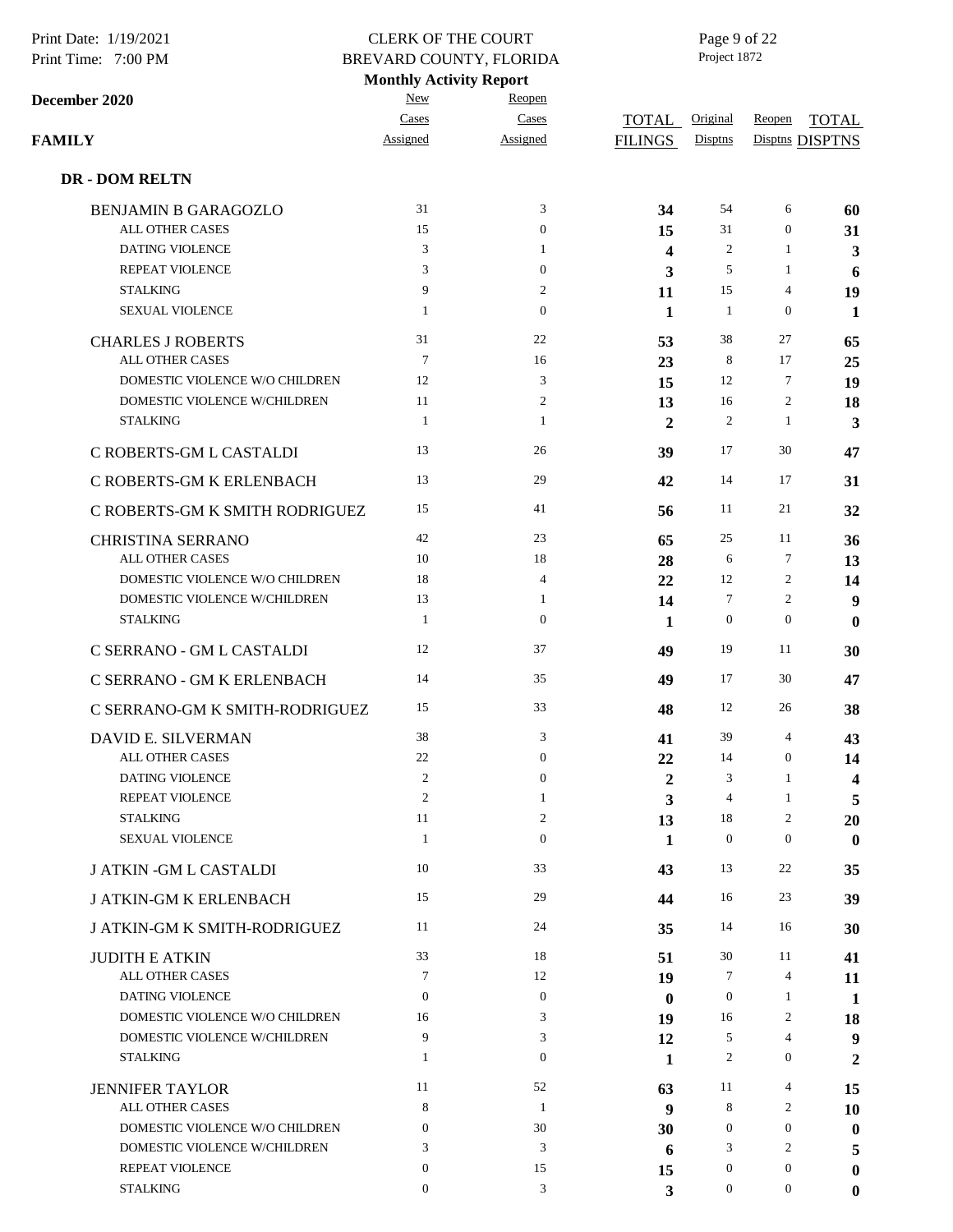**CLERK OF THE COURT**
**BREVARD COUNTY, FLORIDA**
**Monthly Activity Report**

**December 2020**

Project 1872

| FAMILY | New Cases Assigned | Reopen Cases Assigned | TOTAL FILINGS | Original Disptns | Reopen Disptns | TOTAL DISPTNS |
|---|---|---|---|---|---|---|
| **DR - DOM RELTN** | | | | | | |
| BENJAMIN B GARAGOZLO | 31 | 3 | **34** | 54 | 6 | **60** |
| ALL OTHER CASES | 15 | 0 | **15** | 31 | 0 | **31** |
| DATING VIOLENCE | 3 | 1 | **4** | 2 | 1 | **3** |
| REPEAT VIOLENCE | 3 | 0 | **3** | 5 | 1 | **6** |
| STALKING | 9 | 2 | **11** | 15 | 4 | **19** |
| SEXUAL VIOLENCE | 1 | 0 | **1** | 1 | 0 | **1** |
| CHARLES J ROBERTS | 31 | 22 | **53** | 38 | 27 | **65** |
| ALL OTHER CASES | 7 | 16 | **23** | 8 | 17 | **25** |
| DOMESTIC VIOLENCE W/O CHILDREN | 12 | 3 | **15** | 12 | 7 | **19** |
| DOMESTIC VIOLENCE W/CHILDREN | 11 | 2 | **13** | 16 | 2 | **18** |
| STALKING | 1 | 1 | **2** | 2 | 1 | **3** |
| C ROBERTS-GM L CASTALDI | 13 | 26 | **39** | 17 | 30 | **47** |
| C ROBERTS-GM K ERLENBACH | 13 | 29 | **42** | 14 | 17 | **31** |
| C ROBERTS-GM K SMITH RODRIGUEZ | 15 | 41 | **56** | 11 | 21 | **32** |
| CHRISTINA SERRANO | 42 | 23 | **65** | 25 | 11 | **36** |
| ALL OTHER CASES | 10 | 18 | **28** | 6 | 7 | **13** |
| DOMESTIC VIOLENCE W/O CHILDREN | 18 | 4 | **22** | 12 | 2 | **14** |
| DOMESTIC VIOLENCE W/CHILDREN | 13 | 1 | **14** | 7 | 2 | **9** |
| STALKING | 1 | 0 | **1** | 0 | 0 | **0** |
| C SERRANO - GM L CASTALDI | 12 | 37 | **49** | 19 | 11 | **30** |
| C SERRANO - GM K ERLENBACH | 14 | 35 | **49** | 17 | 30 | **47** |
| C SERRANO-GM K SMITH-RODRIGUEZ | 15 | 33 | **48** | 12 | 26 | **38** |
| DAVID E. SILVERMAN | 38 | 3 | **41** | 39 | 4 | **43** |
| ALL OTHER CASES | 22 | 0 | **22** | 14 | 0 | **14** |
| DATING VIOLENCE | 2 | 0 | **2** | 3 | 1 | **4** |
| REPEAT VIOLENCE | 2 | 1 | **3** | 4 | 1 | **5** |
| STALKING | 11 | 2 | **13** | 18 | 2 | **20** |
| SEXUAL VIOLENCE | 1 | 0 | **1** | 0 | 0 | **0** |
| J ATKIN -GM L CASTALDI | 10 | 33 | **43** | 13 | 22 | **35** |
| J ATKIN-GM K ERLENBACH | 15 | 29 | **44** | 16 | 23 | **39** |
| J ATKIN-GM K SMITH-RODRIGUEZ | 11 | 24 | **35** | 14 | 16 | **30** |
| JUDITH E ATKIN | 33 | 18 | **51** | 30 | 11 | **41** |
| ALL OTHER CASES | 7 | 12 | **19** | 7 | 4 | **11** |
| DATING VIOLENCE | 0 | 0 | **0** | 0 | 1 | **1** |
| DOMESTIC VIOLENCE W/O CHILDREN | 16 | 3 | **19** | 16 | 2 | **18** |
| DOMESTIC VIOLENCE W/CHILDREN | 9 | 3 | **12** | 5 | 4 | **9** |
| STALKING | 1 | 0 | **1** | 2 | 0 | **2** |
| JENNIFER TAYLOR | 11 | 52 | **63** | 11 | 4 | **15** |
| ALL OTHER CASES | 8 | 1 | **9** | 8 | 2 | **10** |
| DOMESTIC VIOLENCE W/O CHILDREN | 0 | 30 | **30** | 0 | 0 | **0** |
| DOMESTIC VIOLENCE W/CHILDREN | 3 | 3 | **6** | 3 | 2 | **5** |
| REPEAT VIOLENCE | 0 | 15 | **15** | 0 | 0 | **0** |
| STALKING | 0 | 3 | **3** | 0 | 0 | **0** |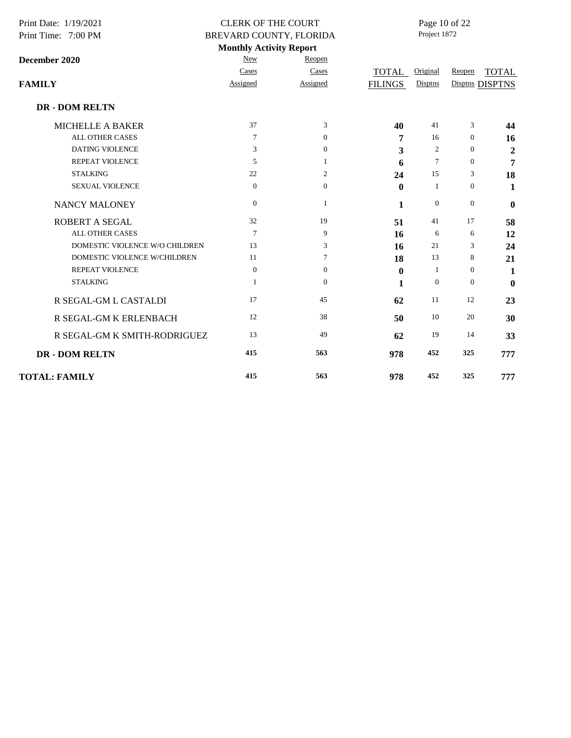**CLERK OF THE COURT**
**BREVARD COUNTY, FLORIDA**
**Monthly Activity Report**

Project 1872

**December 2020**

| FAMILY | New Cases Assigned | Reopen Cases Assigned | TOTAL FILINGS | Original Disptns | Reopen Disptns | TOTAL DISPTNS |
|---|---|---|---|---|---|---|
| **DR - DOM RELTN** | | | | | | |
| MICHELLE A BAKER | 37 | 3 | **40** | 41 | 3 | **44** |
| ALL OTHER CASES | 7 | 0 | **7** | 16 | 0 | **16** |
| DATING VIOLENCE | 3 | 0 | **3** | 2 | 0 | **2** |
| REPEAT VIOLENCE | 5 | 1 | **6** | 7 | 0 | **7** |
| STALKING | 22 | 2 | **24** | 15 | 3 | **18** |
| SEXUAL VIOLENCE | 0 | 0 | **0** | 1 | 0 | **1** |
| NANCY MALONEY | 0 | 1 | **1** | 0 | 0 | **0** |
| ROBERT A SEGAL | 32 | 19 | **51** | 41 | 17 | **58** |
| ALL OTHER CASES | 7 | 9 | **16** | 6 | 6 | **12** |
| DOMESTIC VIOLENCE W/O CHILDREN | 13 | 3 | **16** | 21 | 3 | **24** |
| DOMESTIC VIOLENCE W/CHILDREN | 11 | 7 | **18** | 13 | 8 | **21** |
| REPEAT VIOLENCE | 0 | 0 | **0** | 1 | 0 | **1** |
| STALKING | 1 | 0 | **1** | 0 | 0 | **0** |
| R SEGAL-GM L CASTALDI | 17 | 45 | **62** | 11 | 12 | **23** |
| R SEGAL-GM K ERLENBACH | 12 | 38 | **50** | 10 | 20 | **30** |
| R SEGAL-GM K SMITH-RODRIGUEZ | 13 | 49 | **62** | 19 | 14 | **33** |
| **DR - DOM RELTN** | **415** | **563** | **978** | **452** | **325** | **777** |
| **TOTAL: FAMILY** | **415** | **563** | **978** | **452** | **325** | **777** |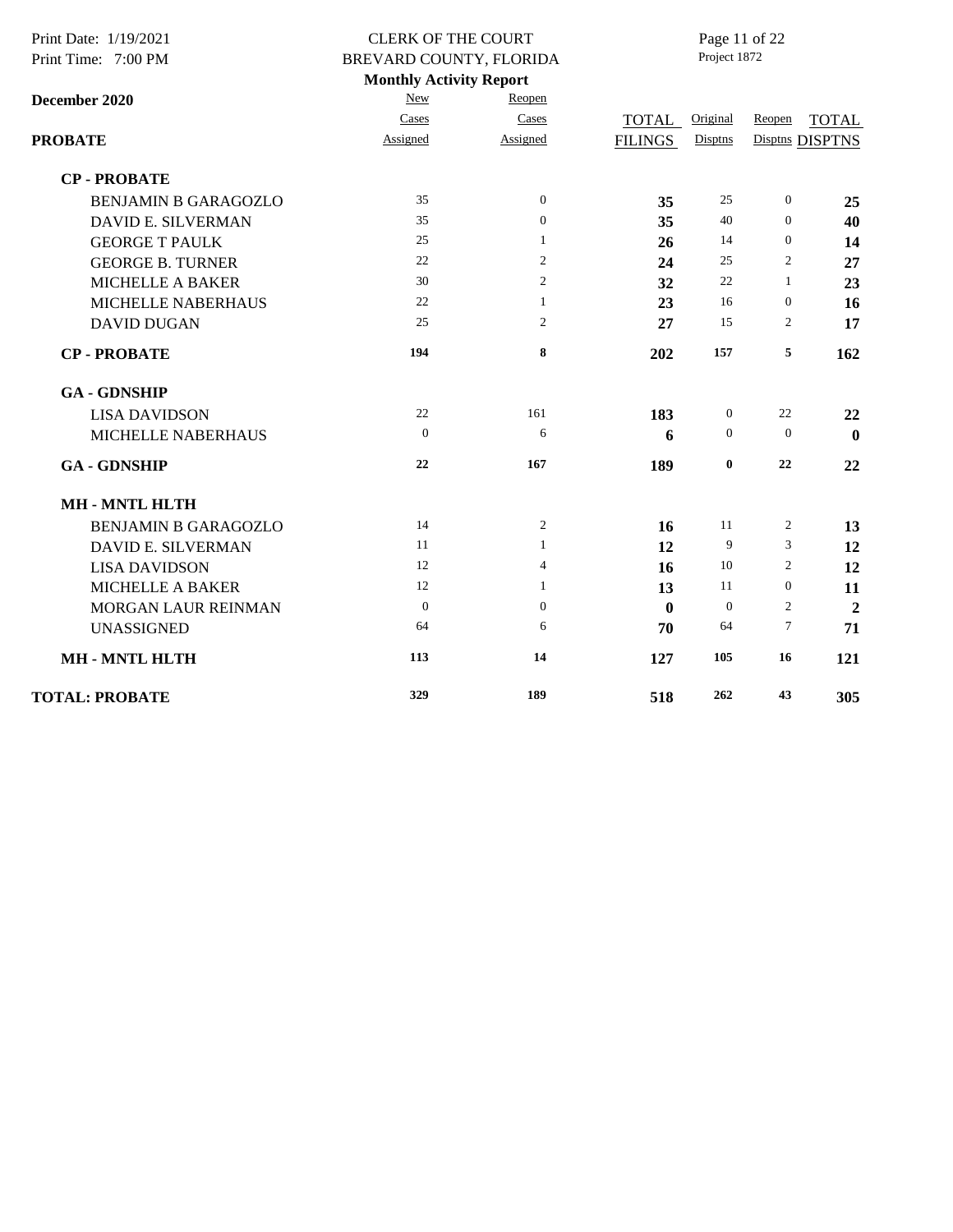CLERK OF THE COURT
BREVARD COUNTY, FLORIDA
**Monthly Activity Report**

Print Date: 1/19/2021
Print Time: 7:00 PM
Project 1872

**December 2020**

| **PROBATE** | New Cases Assigned | Reopen Cases Assigned | TOTAL FILINGS | Original Disptns | Reopen Disptns | TOTAL DISPTNS |
|---|---|---|---|---|---|---|
| **CP - PROBATE** | | | | | | |
| BENJAMIN B GARAGOZLO | 35 | 0 | **35** | 25 | 0 | **25** |
| DAVID E. SILVERMAN | 35 | 0 | **35** | 40 | 0 | **40** |
| GEORGE T PAULK | 25 | 1 | **26** | 14 | 0 | **14** |
| GEORGE B. TURNER | 22 | 2 | **24** | 25 | 2 | **27** |
| MICHELLE A BAKER | 30 | 2 | **32** | 22 | 1 | **23** |
| MICHELLE NABERHAUS | 22 | 1 | **23** | 16 | 0 | **16** |
| DAVID DUGAN | 25 | 2 | **27** | 15 | 2 | **17** |
| **CP - PROBATE** | **194** | **8** | **202** | **157** | **5** | **162** |
| **GA - GDNSHIP** | | | | | | |
| LISA DAVIDSON | 22 | 161 | **183** | 0 | 22 | **22** |
| MICHELLE NABERHAUS | 0 | 6 | **6** | 0 | 0 | **0** |
| **GA - GDNSHIP** | **22** | **167** | **189** | **0** | **22** | **22** |
| **MH - MNTL HLTH** | | | | | | |
| BENJAMIN B GARAGOZLO | 14 | 2 | **16** | 11 | 2 | **13** |
| DAVID E. SILVERMAN | 11 | 1 | **12** | 9 | 3 | **12** |
| LISA DAVIDSON | 12 | 4 | **16** | 10 | 2 | **12** |
| MICHELLE A BAKER | 12 | 1 | **13** | 11 | 0 | **11** |
| MORGAN LAUR REINMAN | 0 | 0 | **0** | 0 | 2 | **2** |
| UNASSIGNED | 64 | 6 | **70** | 64 | 7 | **71** |
| **MH - MNTL HLTH** | **113** | **14** | **127** | **105** | **16** | **121** |
| **TOTAL: PROBATE** | **329** | **189** | **518** | **262** | **43** | **305** |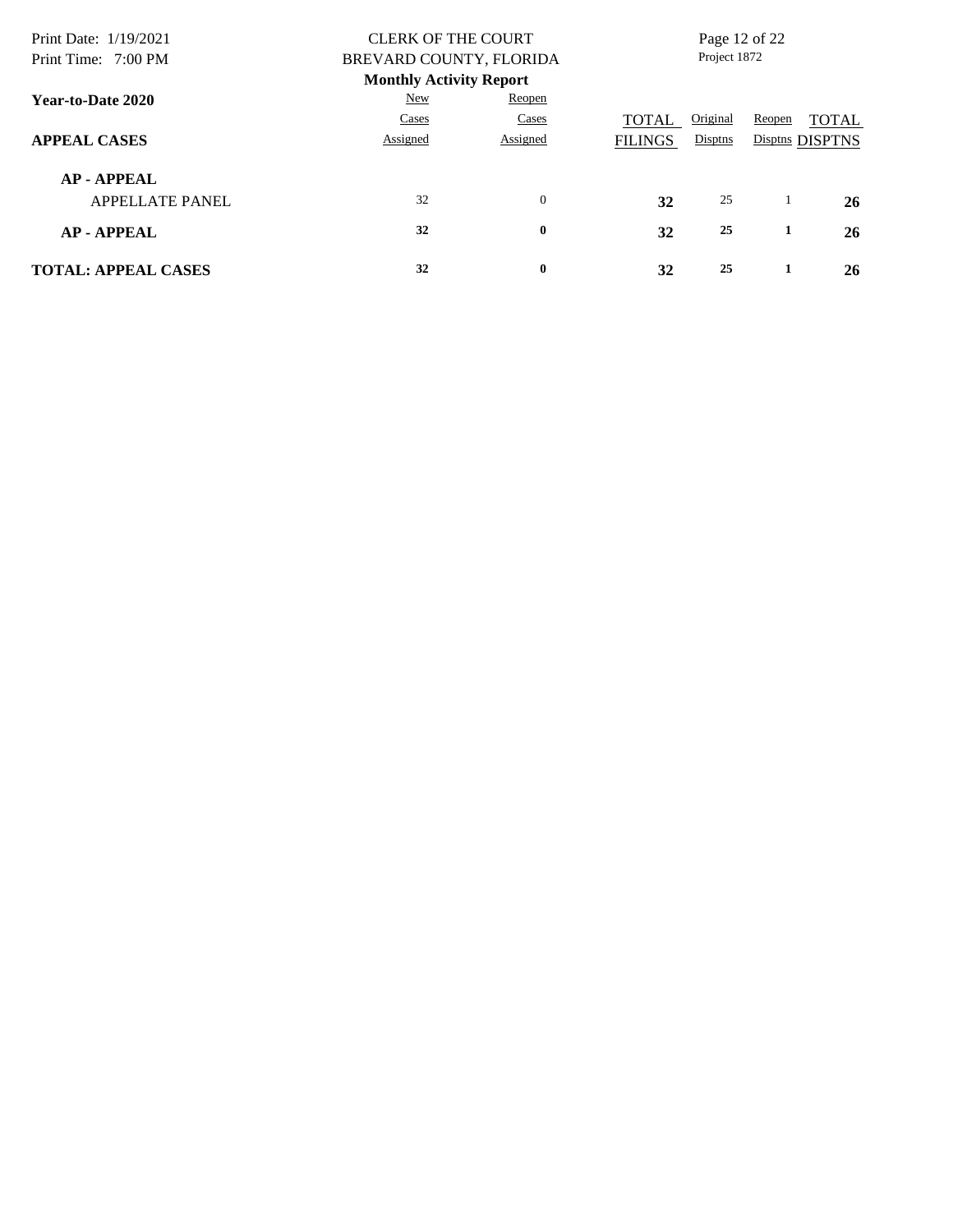CLERK OF THE COURT
BREVARD COUNTY, FLORIDA
**Monthly Activity Report**

**Year-to-Date 2020**

| **APPEAL CASES** | New Cases Assigned | Reopen Cases Assigned | TOTAL FILINGS | Original Disptns | Reopen Disptns | TOTAL DISPTNS |
|---|---|---|---|---|---|---|
| **AP - APPEAL** | | | | | | |
| APPELLATE PANEL | 32 | 0 | **32** | 25 | 1 | **26** |
| **AP - APPEAL** | **32** | **0** | **32** | **25** | **1** | **26** |
| **TOTAL: APPEAL CASES** | **32** | **0** | **32** | **25** | **1** | **26** |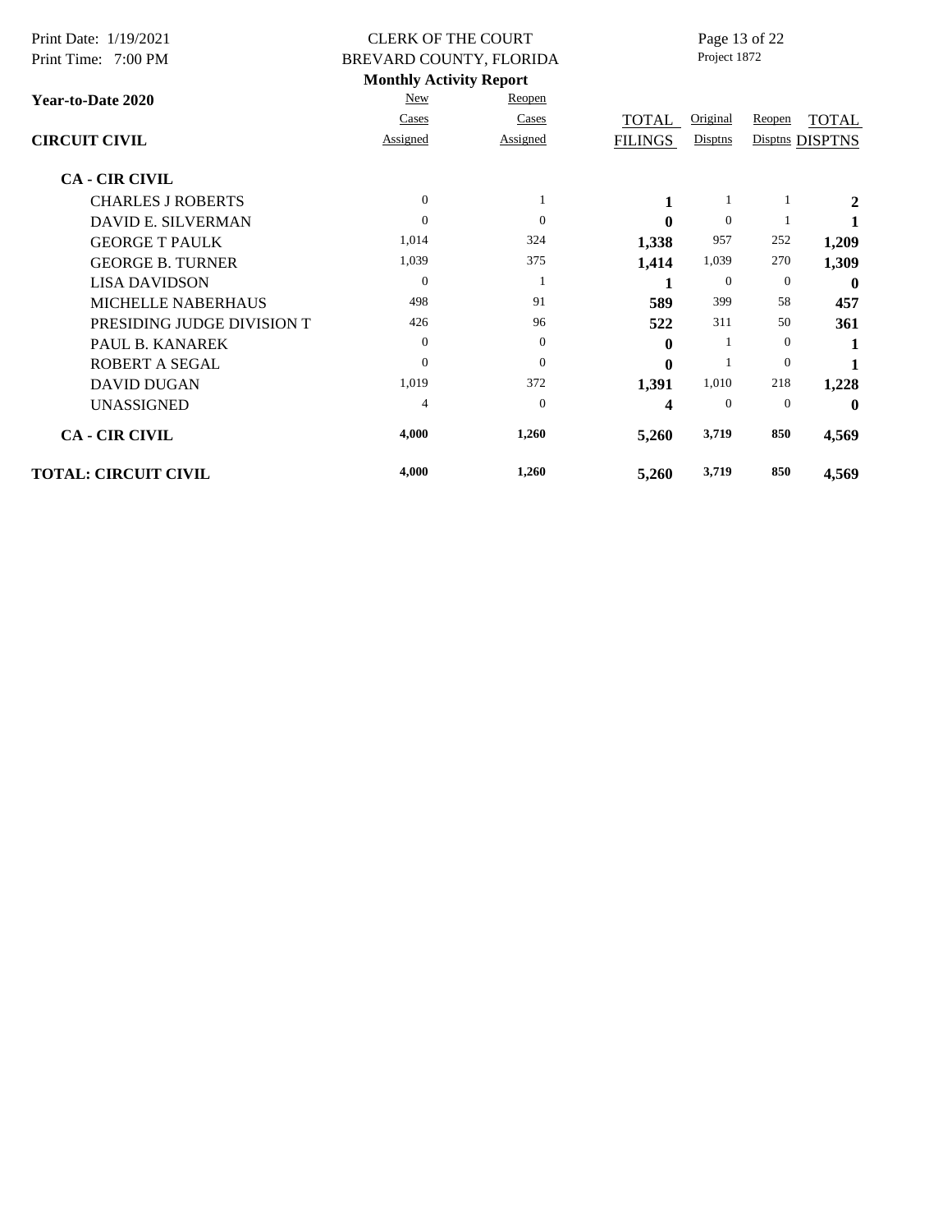CLERK OF THE COURT

BREVARD COUNTY, FLORIDA

**Monthly Activity Report**

Project 1872

**Year-to-Date 2020**

| **CIRCUIT CIVIL** | New Cases Assigned | Reopen Cases Assigned | TOTAL FILINGS | Original Disptns | Reopen Disptns | TOTAL DISPTNS |
|---|---|---|---|---|---|---|
| **CA - CIR CIVIL** | | | | | | |
| CHARLES J ROBERTS | 0 | 1 | **1** | 1 | 1 | **2** |
| DAVID E. SILVERMAN | 0 | 0 | **0** | 0 | 1 | **1** |
| GEORGE T PAULK | 1,014 | 324 | **1,338** | 957 | 252 | **1,209** |
| GEORGE B. TURNER | 1,039 | 375 | **1,414** | 1,039 | 270 | **1,309** |
| LISA DAVIDSON | 0 | 1 | **1** | 0 | 0 | **0** |
| MICHELLE NABERHAUS | 498 | 91 | **589** | 399 | 58 | **457** |
| PRESIDING JUDGE DIVISION T | 426 | 96 | **522** | 311 | 50 | **361** |
| PAUL B. KANAREK | 0 | 0 | **0** | 1 | 0 | **1** |
| ROBERT A SEGAL | 0 | 0 | **0** | 1 | 0 | **1** |
| DAVID DUGAN | 1,019 | 372 | **1,391** | 1,010 | 218 | **1,228** |
| UNASSIGNED | 4 | 0 | **4** | 0 | 0 | **0** |
| **CA - CIR CIVIL** | **4,000** | **1,260** | **5,260** | **3,719** | **850** | **4,569** |
| **TOTAL: CIRCUIT CIVIL** | **4,000** | **1,260** | **5,260** | **3,719** | **850** | **4,569** |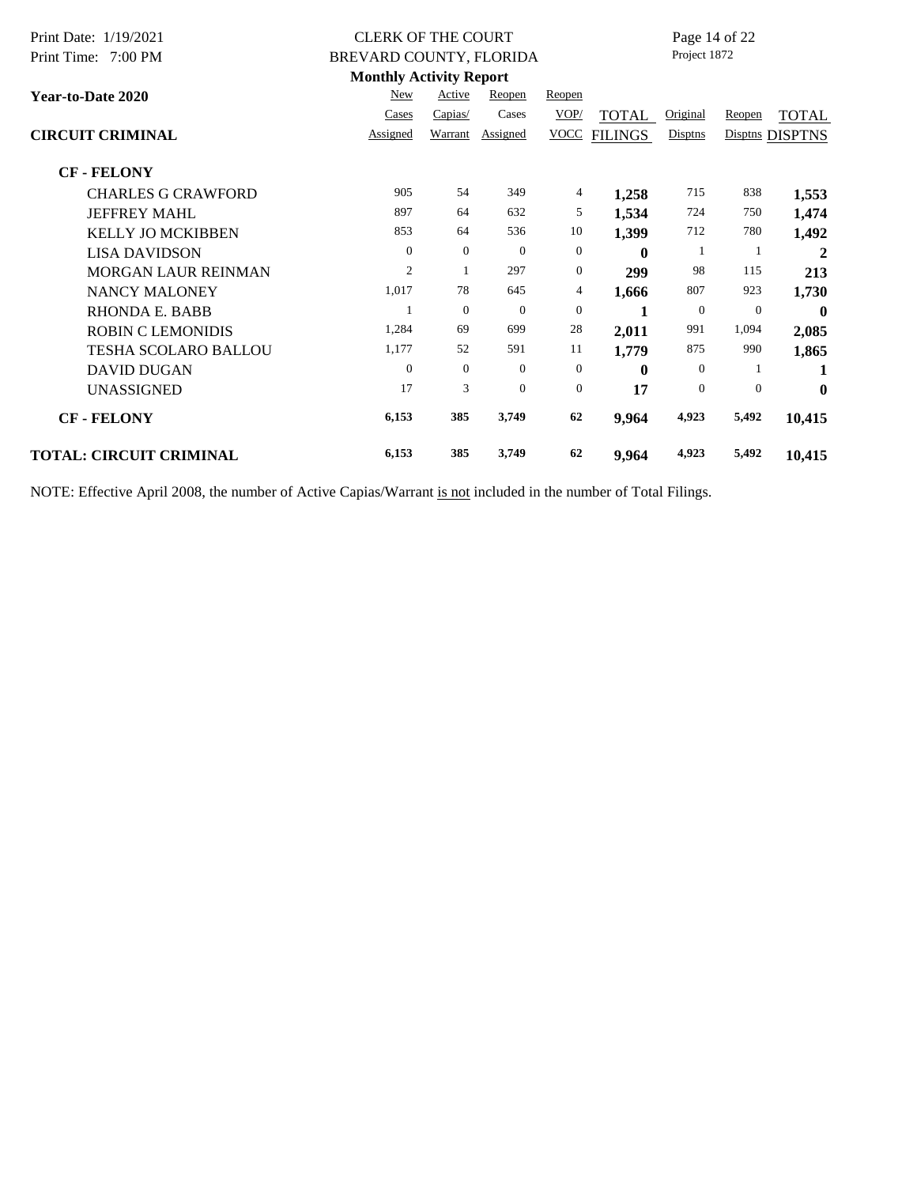**CLERK OF THE COURT**
**BREVARD COUNTY, FLORIDA**
**Monthly Activity Report**

**Year-to-Date 2020**

| CIRCUIT CRIMINAL | New Cases Assigned | Active Capias/ Warrant | Reopen Cases Assigned | Reopen VOP/ VOCC | TOTAL FILINGS | Original Disptns | Reopen Disptns | TOTAL DISPTNS |
|---|---|---|---|---|---|---|---|---|
| **CF - FELONY** | | | | | | | | |
| CHARLES G CRAWFORD | 905 | 54 | 349 | 4 | **1,258** | 715 | 838 | **1,553** |
| JEFFREY MAHL | 897 | 64 | 632 | 5 | **1,534** | 724 | 750 | **1,474** |
| KELLY JO MCKIBBEN | 853 | 64 | 536 | 10 | **1,399** | 712 | 780 | **1,492** |
| LISA DAVIDSON | 0 | 0 | 0 | 0 | **0** | 1 | 1 | **2** |
| MORGAN LAUR REINMAN | 2 | 1 | 297 | 0 | **299** | 98 | 115 | **213** |
| NANCY MALONEY | 1,017 | 78 | 645 | 4 | **1,666** | 807 | 923 | **1,730** |
| RHONDA E. BABB | 1 | 0 | 0 | 0 | **1** | 0 | 0 | **0** |
| ROBIN C LEMONIDIS | 1,284 | 69 | 699 | 28 | **2,011** | 991 | 1,094 | **2,085** |
| TESHA SCOLARO BALLOU | 1,177 | 52 | 591 | 11 | **1,779** | 875 | 990 | **1,865** |
| DAVID DUGAN | 0 | 0 | 0 | 0 | **0** | 0 | 1 | **1** |
| UNASSIGNED | 17 | 3 | 0 | 0 | **17** | 0 | 0 | **0** |
| **CF - FELONY** | **6,153** | **385** | **3,749** | **62** | **9,964** | **4,923** | **5,492** | **10,415** |
| **TOTAL: CIRCUIT CRIMINAL** | **6,153** | **385** | **3,749** | **62** | **9,964** | **4,923** | **5,492** | **10,415** |

NOTE: Effective April 2008, the number of Active Capias/Warrant is not included in the number of Total Filings.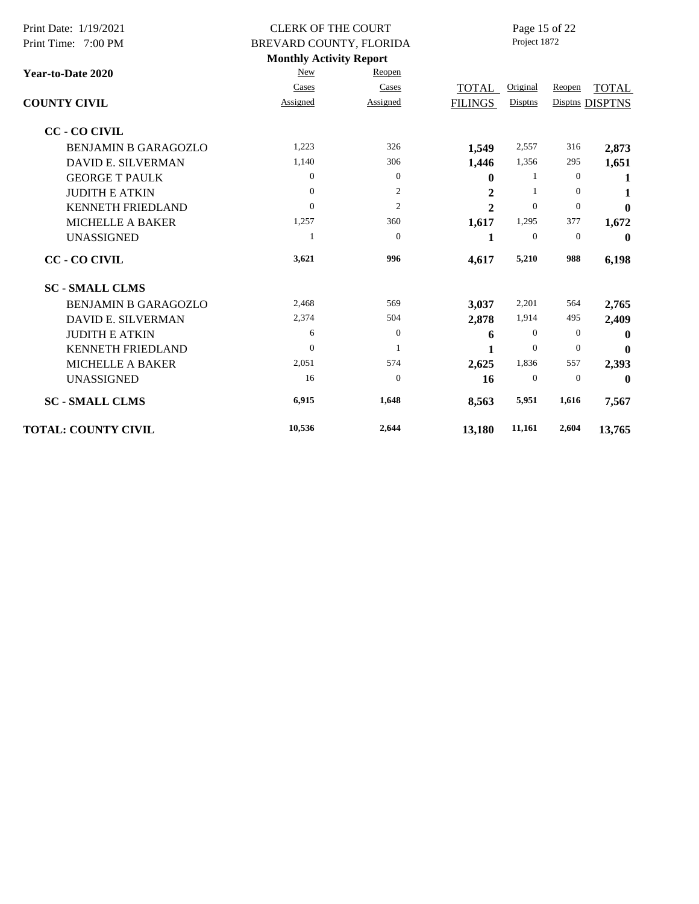CLERK OF THE COURT
BREVARD COUNTY, FLORIDA

**Monthly Activity Report**

Project 1872

**Year-to-Date 2020**

| COUNTY CIVIL | New Cases Assigned | Reopen Cases Assigned | TOTAL FILINGS | Original Disptns | Reopen Disptns | TOTAL DISPTNS |
|---|---|---|---|---|---|---|
| **CC - CO CIVIL** | | | | | | |
| BENJAMIN B GARAGOZLO | 1,223 | 326 | **1,549** | 2,557 | 316 | **2,873** |
| DAVID E. SILVERMAN | 1,140 | 306 | **1,446** | 1,356 | 295 | **1,651** |
| GEORGE T PAULK | 0 | 0 | **0** | 1 | 0 | **1** |
| JUDITH E ATKIN | 0 | 2 | **2** | 1 | 0 | **1** |
| KENNETH FRIEDLAND | 0 | 2 | **2** | 0 | 0 | **0** |
| MICHELLE A BAKER | 1,257 | 360 | **1,617** | 1,295 | 377 | **1,672** |
| UNASSIGNED | 1 | 0 | **1** | 0 | 0 | **0** |
| **CC - CO CIVIL** | **3,621** | **996** | **4,617** | **5,210** | **988** | **6,198** |
| **SC - SMALL CLMS** | | | | | | |
| BENJAMIN B GARAGOZLO | 2,468 | 569 | **3,037** | 2,201 | 564 | **2,765** |
| DAVID E. SILVERMAN | 2,374 | 504 | **2,878** | 1,914 | 495 | **2,409** |
| JUDITH E ATKIN | 6 | 0 | **6** | 0 | 0 | **0** |
| KENNETH FRIEDLAND | 0 | 1 | **1** | 0 | 0 | **0** |
| MICHELLE A BAKER | 2,051 | 574 | **2,625** | 1,836 | 557 | **2,393** |
| UNASSIGNED | 16 | 0 | **16** | 0 | 0 | **0** |
| **SC - SMALL CLMS** | **6,915** | **1,648** | **8,563** | **5,951** | **1,616** | **7,567** |
| **TOTAL: COUNTY CIVIL** | **10,536** | **2,644** | **13,180** | **11,161** | **2,604** | **13,765** |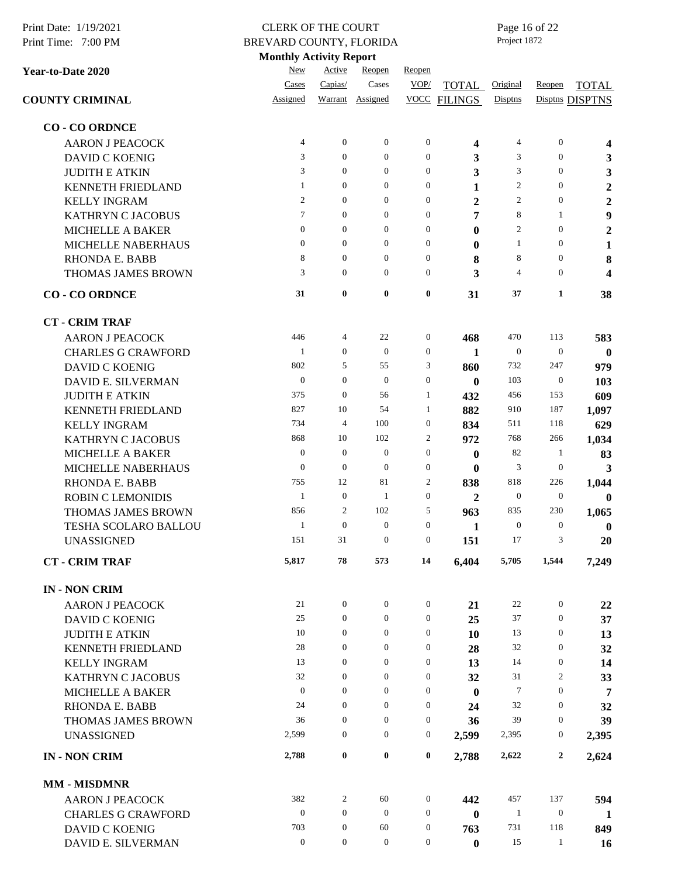CLERK OF THE COURT
BREVARD COUNTY, FLORIDA
**Monthly Activity Report**

Print Date: 1/19/2021
Print Time: 7:00 PM
Project 1872

**Year-to-Date 2020**

**COUNTY CRIMINAL**

| | New Cases Assigned | Active Capias/ Warrant | Reopen Cases Assigned | Reopen VOP/ VOCC | TOTAL FILINGS | Original Disptns | Reopen Disptns | TOTAL DISPTNS |
|---|---|---|---|---|---|---|---|---|
| **CO - CO ORDNCE** | | | | | | | | |
| AARON J PEACOCK | 4 | 0 | 0 | 0 | **4** | 4 | 0 | **4** |
| DAVID C KOENIG | 3 | 0 | 0 | 0 | **3** | 3 | 0 | **3** |
| JUDITH E ATKIN | 3 | 0 | 0 | 0 | **3** | 3 | 0 | **3** |
| KENNETH FRIEDLAND | 1 | 0 | 0 | 0 | **1** | 2 | 0 | **2** |
| KELLY INGRAM | 2 | 0 | 0 | 0 | **2** | 2 | 0 | **2** |
| KATHRYN C JACOBUS | 7 | 0 | 0 | 0 | **7** | 8 | 1 | **9** |
| MICHELLE A BAKER | 0 | 0 | 0 | 0 | **0** | 2 | 0 | **2** |
| MICHELLE NABERHAUS | 0 | 0 | 0 | 0 | **0** | 1 | 0 | **1** |
| RHONDA E. BABB | 8 | 0 | 0 | 0 | **8** | 8 | 0 | **8** |
| THOMAS JAMES BROWN | 3 | 0 | 0 | 0 | **3** | 4 | 0 | **4** |
| **CO - CO ORDNCE** | **31** | **0** | **0** | **0** | **31** | **37** | **1** | **38** |
| **CT - CRIM TRAF** | | | | | | | | |
| AARON J PEACOCK | 446 | 4 | 22 | 0 | **468** | 470 | 113 | **583** |
| CHARLES G CRAWFORD | 1 | 0 | 0 | 0 | **1** | 0 | 0 | **0** |
| DAVID C KOENIG | 802 | 5 | 55 | 3 | **860** | 732 | 247 | **979** |
| DAVID E. SILVERMAN | 0 | 0 | 0 | 0 | **0** | 103 | 0 | **103** |
| JUDITH E ATKIN | 375 | 0 | 56 | 1 | **432** | 456 | 153 | **609** |
| KENNETH FRIEDLAND | 827 | 10 | 54 | 1 | **882** | 910 | 187 | **1,097** |
| KELLY INGRAM | 734 | 4 | 100 | 0 | **834** | 511 | 118 | **629** |
| KATHRYN C JACOBUS | 868 | 10 | 102 | 2 | **972** | 768 | 266 | **1,034** |
| MICHELLE A BAKER | 0 | 0 | 0 | 0 | **0** | 82 | 1 | **83** |
| MICHELLE NABERHAUS | 0 | 0 | 0 | 0 | **0** | 3 | 0 | **3** |
| RHONDA E. BABB | 755 | 12 | 81 | 2 | **838** | 818 | 226 | **1,044** |
| ROBIN C LEMONIDIS | 1 | 0 | 1 | 0 | **2** | 0 | 0 | **0** |
| THOMAS JAMES BROWN | 856 | 2 | 102 | 5 | **963** | 835 | 230 | **1,065** |
| TESHA SCOLARO BALLOU | 1 | 0 | 0 | 0 | **1** | 0 | 0 | **0** |
| UNASSIGNED | 151 | 31 | 0 | 0 | **151** | 17 | 3 | **20** |
| **CT - CRIM TRAF** | **5,817** | **78** | **573** | **14** | **6,404** | **5,705** | **1,544** | **7,249** |
| **IN - NON CRIM** | | | | | | | | |
| AARON J PEACOCK | 21 | 0 | 0 | 0 | **21** | 22 | 0 | **22** |
| DAVID C KOENIG | 25 | 0 | 0 | 0 | **25** | 37 | 0 | **37** |
| JUDITH E ATKIN | 10 | 0 | 0 | 0 | **10** | 13 | 0 | **13** |
| KENNETH FRIEDLAND | 28 | 0 | 0 | 0 | **28** | 32 | 0 | **32** |
| KELLY INGRAM | 13 | 0 | 0 | 0 | **13** | 14 | 0 | **14** |
| KATHRYN C JACOBUS | 32 | 0 | 0 | 0 | **32** | 31 | 2 | **33** |
| MICHELLE A BAKER | 0 | 0 | 0 | 0 | **0** | 7 | 0 | **7** |
| RHONDA E. BABB | 24 | 0 | 0 | 0 | **24** | 32 | 0 | **32** |
| THOMAS JAMES BROWN | 36 | 0 | 0 | 0 | **36** | 39 | 0 | **39** |
| UNASSIGNED | 2,599 | 0 | 0 | 0 | **2,599** | 2,395 | 0 | **2,395** |
| **IN - NON CRIM** | **2,788** | **0** | **0** | **0** | **2,788** | **2,622** | **2** | **2,624** |
| **MM - MISDMNR** | | | | | | | | |
| AARON J PEACOCK | 382 | 2 | 60 | 0 | **442** | 457 | 137 | **594** |
| CHARLES G CRAWFORD | 0 | 0 | 0 | 0 | **0** | 1 | 0 | **1** |
| DAVID C KOENIG | 703 | 0 | 60 | 0 | **763** | 731 | 118 | **849** |
| DAVID E. SILVERMAN | 0 | 0 | 0 | 0 | **0** | 15 | 1 | **16** |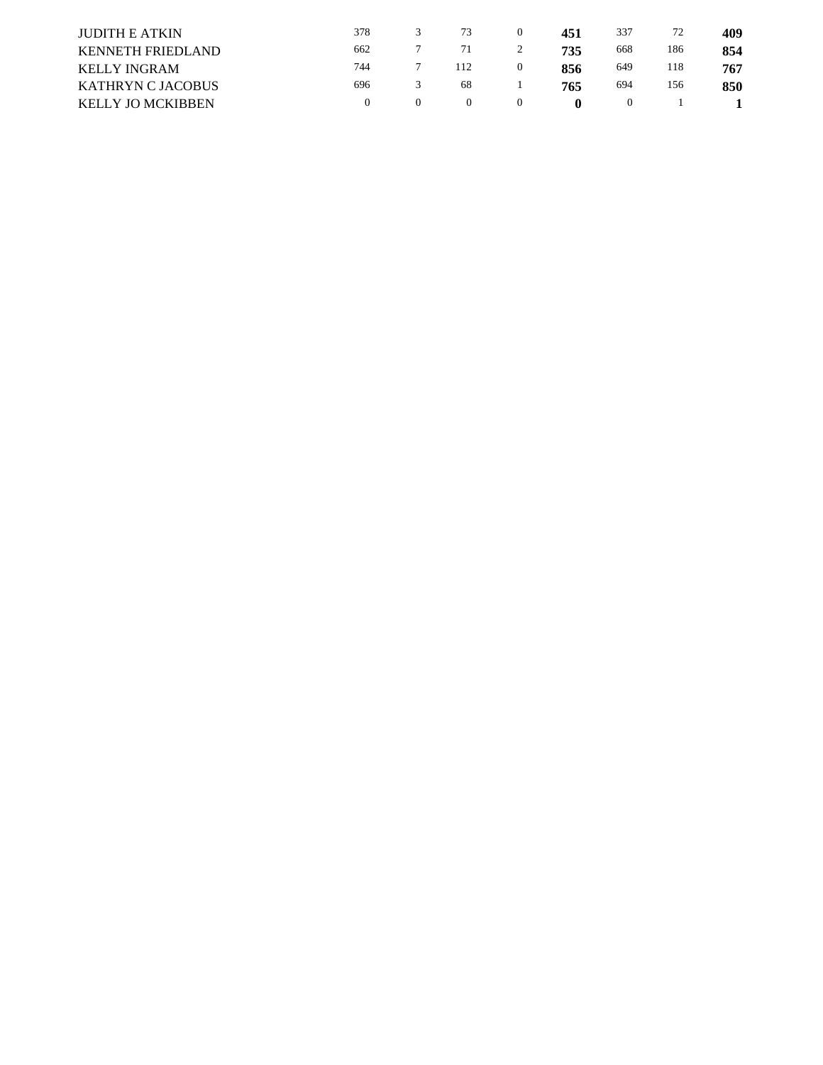| | | | | | | | | |
|---|---|---|---|---|---|---|---|---|
| JUDITH E ATKIN | 378 | 3 | 73 | 0 | **451** | 337 | 72 | **409** |
| KENNETH FRIEDLAND | 662 | 7 | 71 | 2 | **735** | 668 | 186 | **854** |
| KELLY INGRAM | 744 | 7 | 112 | 0 | **856** | 649 | 118 | **767** |
| KATHRYN C JACOBUS | 696 | 3 | 68 | 1 | **765** | 694 | 156 | **850** |
| KELLY JO MCKIBBEN | 0 | 0 | 0 | 0 | **0** | 0 | 1 | **1** |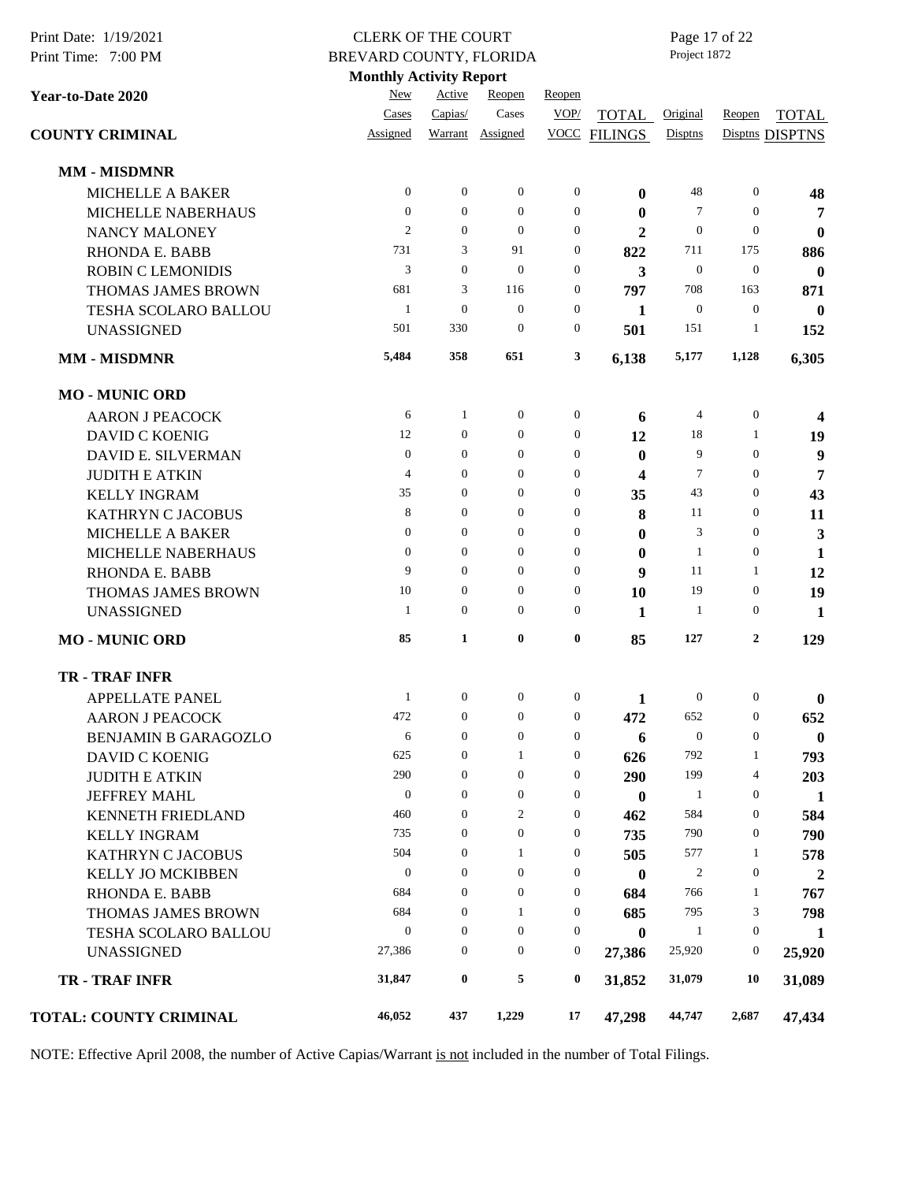CLERK OF THE COURT
BREVARD COUNTY, FLORIDA
**Monthly Activity Report**

Print Date: 1/19/2021
Print Time: 7:00 PM
Project 1872

| Year-to-Date 2020 COUNTY CRIMINAL | New Cases Assigned | Active Capias/ Warrant | Reopen Cases Assigned | Reopen VOP/ VOCC | TOTAL FILINGS | Original Disptns | Reopen Disptns | TOTAL DISPTNS |
|---|---|---|---|---|---|---|---|---|
| **MM - MISDMNR** | | | | | | | | |
| MICHELLE A BAKER | 0 | 0 | 0 | 0 | **0** | 48 | 0 | **48** |
| MICHELLE NABERHAUS | 0 | 0 | 0 | 0 | **0** | 7 | 0 | **7** |
| NANCY MALONEY | 2 | 0 | 0 | 0 | **2** | 0 | 0 | **0** |
| RHONDA E. BABB | 731 | 3 | 91 | 0 | **822** | 711 | 175 | **886** |
| ROBIN C LEMONIDIS | 3 | 0 | 0 | 0 | **3** | 0 | 0 | **0** |
| THOMAS JAMES BROWN | 681 | 3 | 116 | 0 | **797** | 708 | 163 | **871** |
| TESHA SCOLARO BALLOU | 1 | 0 | 0 | 0 | **1** | 0 | 0 | **0** |
| UNASSIGNED | 501 | 330 | 0 | 0 | **501** | 151 | 1 | **152** |
| **MM - MISDMNR** | **5,484** | **358** | **651** | **3** | **6,138** | **5,177** | **1,128** | **6,305** |
| **MO - MUNIC ORD** | | | | | | | | |
| AARON J PEACOCK | 6 | 1 | 0 | 0 | **6** | 4 | 0 | **4** |
| DAVID C KOENIG | 12 | 0 | 0 | 0 | **12** | 18 | 1 | **19** |
| DAVID E. SILVERMAN | 0 | 0 | 0 | 0 | **0** | 9 | 0 | **9** |
| JUDITH E ATKIN | 4 | 0 | 0 | 0 | **4** | 7 | 0 | **7** |
| KELLY INGRAM | 35 | 0 | 0 | 0 | **35** | 43 | 0 | **43** |
| KATHRYN C JACOBUS | 8 | 0 | 0 | 0 | **8** | 11 | 0 | **11** |
| MICHELLE A BAKER | 0 | 0 | 0 | 0 | **0** | 3 | 0 | **3** |
| MICHELLE NABERHAUS | 0 | 0 | 0 | 0 | **0** | 1 | 0 | **1** |
| RHONDA E. BABB | 9 | 0 | 0 | 0 | **9** | 11 | 1 | **12** |
| THOMAS JAMES BROWN | 10 | 0 | 0 | 0 | **10** | 19 | 0 | **19** |
| UNASSIGNED | 1 | 0 | 0 | 0 | **1** | 1 | 0 | **1** |
| **MO - MUNIC ORD** | **85** | **1** | **0** | **0** | **85** | **127** | **2** | **129** |
| **TR - TRAF INFR** | | | | | | | | |
| APPELLATE PANEL | 1 | 0 | 0 | 0 | **1** | 0 | 0 | **0** |
| AARON J PEACOCK | 472 | 0 | 0 | 0 | **472** | 652 | 0 | **652** |
| BENJAMIN B GARAGOZLO | 6 | 0 | 0 | 0 | **6** | 0 | 0 | **0** |
| DAVID C KOENIG | 625 | 0 | 1 | 0 | **626** | 792 | 1 | **793** |
| JUDITH E ATKIN | 290 | 0 | 0 | 0 | **290** | 199 | 4 | **203** |
| JEFFREY MAHL | 0 | 0 | 0 | 0 | **0** | 1 | 0 | **1** |
| KENNETH FRIEDLAND | 460 | 0 | 2 | 0 | **462** | 584 | 0 | **584** |
| KELLY INGRAM | 735 | 0 | 0 | 0 | **735** | 790 | 0 | **790** |
| KATHRYN C JACOBUS | 504 | 0 | 1 | 0 | **505** | 577 | 1 | **578** |
| KELLY JO MCKIBBEN | 0 | 0 | 0 | 0 | **0** | 2 | 0 | **2** |
| RHONDA E. BABB | 684 | 0 | 0 | 0 | **684** | 766 | 1 | **767** |
| THOMAS JAMES BROWN | 684 | 0 | 1 | 0 | **685** | 795 | 3 | **798** |
| TESHA SCOLARO BALLOU | 0 | 0 | 0 | 0 | **0** | 1 | 0 | **1** |
| UNASSIGNED | 27,386 | 0 | 0 | 0 | **27,386** | 25,920 | 0 | **25,920** |
| **TR - TRAF INFR** | **31,847** | **0** | **5** | **0** | **31,852** | **31,079** | **10** | **31,089** |
| **TOTAL: COUNTY CRIMINAL** | **46,052** | **437** | **1,229** | **17** | **47,298** | **44,747** | **2,687** | **47,434** |

NOTE: Effective April 2008, the number of Active Capias/Warrant is not included in the number of Total Filings.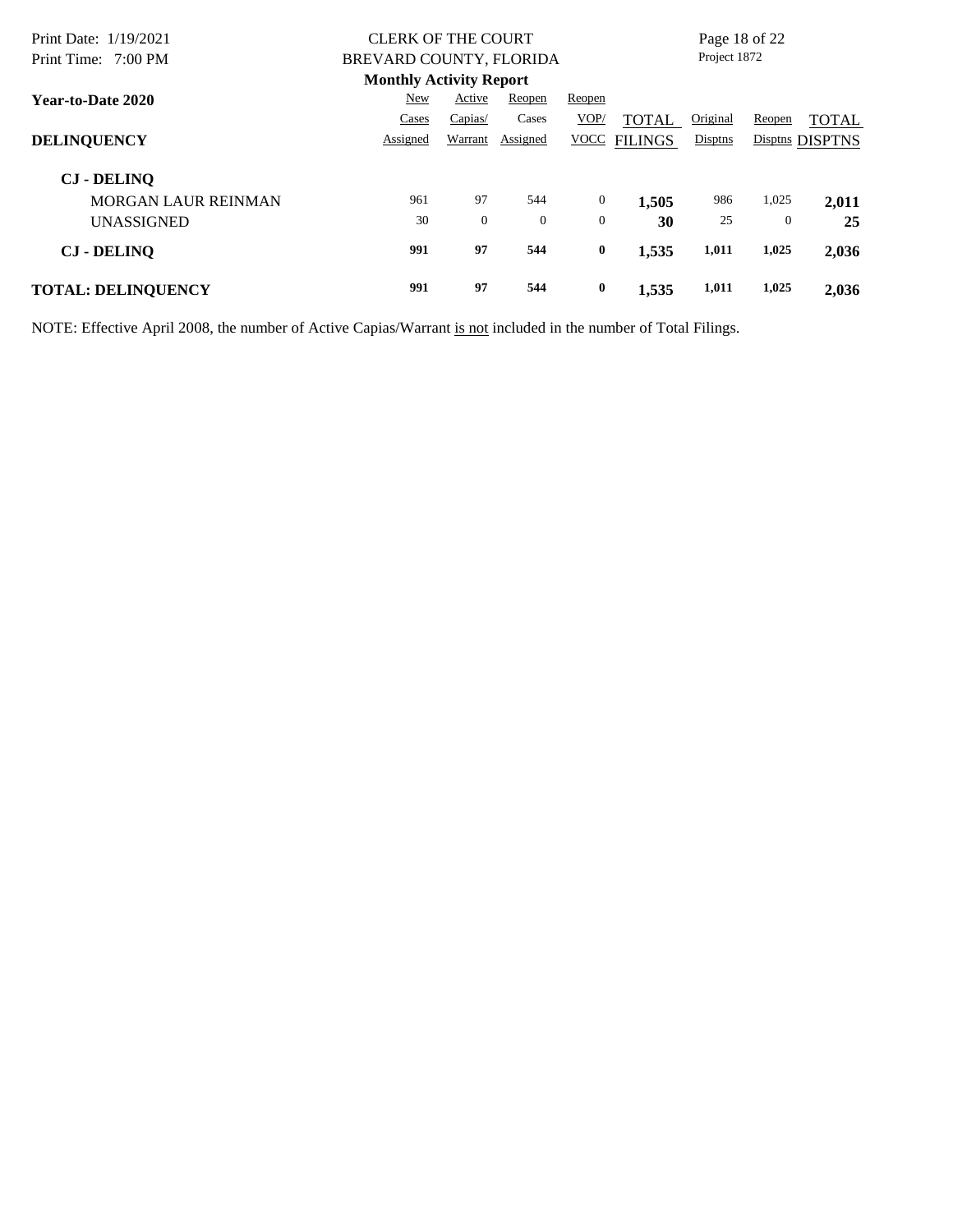CLERK OF THE COURT
BREVARD COUNTY, FLORIDA
**Monthly Activity Report**

Project 1872

| **Year-to-Date 2020** **DELINQUENCY** | New Cases Assigned | Active Capias/ Warrant | Reopen Cases Assigned | Reopen VOP/ VOCC | TOTAL FILINGS | Original Disptns | Reopen Disptns | TOTAL DISPTNS |
|---|---|---|---|---|---|---|---|---|
| **CJ - DELINQ** | | | | | | | | |
| MORGAN LAUR REINMAN | 961 | 97 | 544 | 0 | **1,505** | 986 | 1,025 | **2,011** |
| UNASSIGNED | 30 | 0 | 0 | 0 | **30** | 25 | 0 | **25** |
| **CJ - DELINQ** | **991** | **97** | **544** | **0** | **1,535** | **1,011** | **1,025** | **2,036** |
| **TOTAL: DELINQUENCY** | **991** | **97** | **544** | **0** | **1,535** | **1,011** | **1,025** | **2,036** |

NOTE: Effective April 2008, the number of Active Capias/Warrant is not included in the number of Total Filings.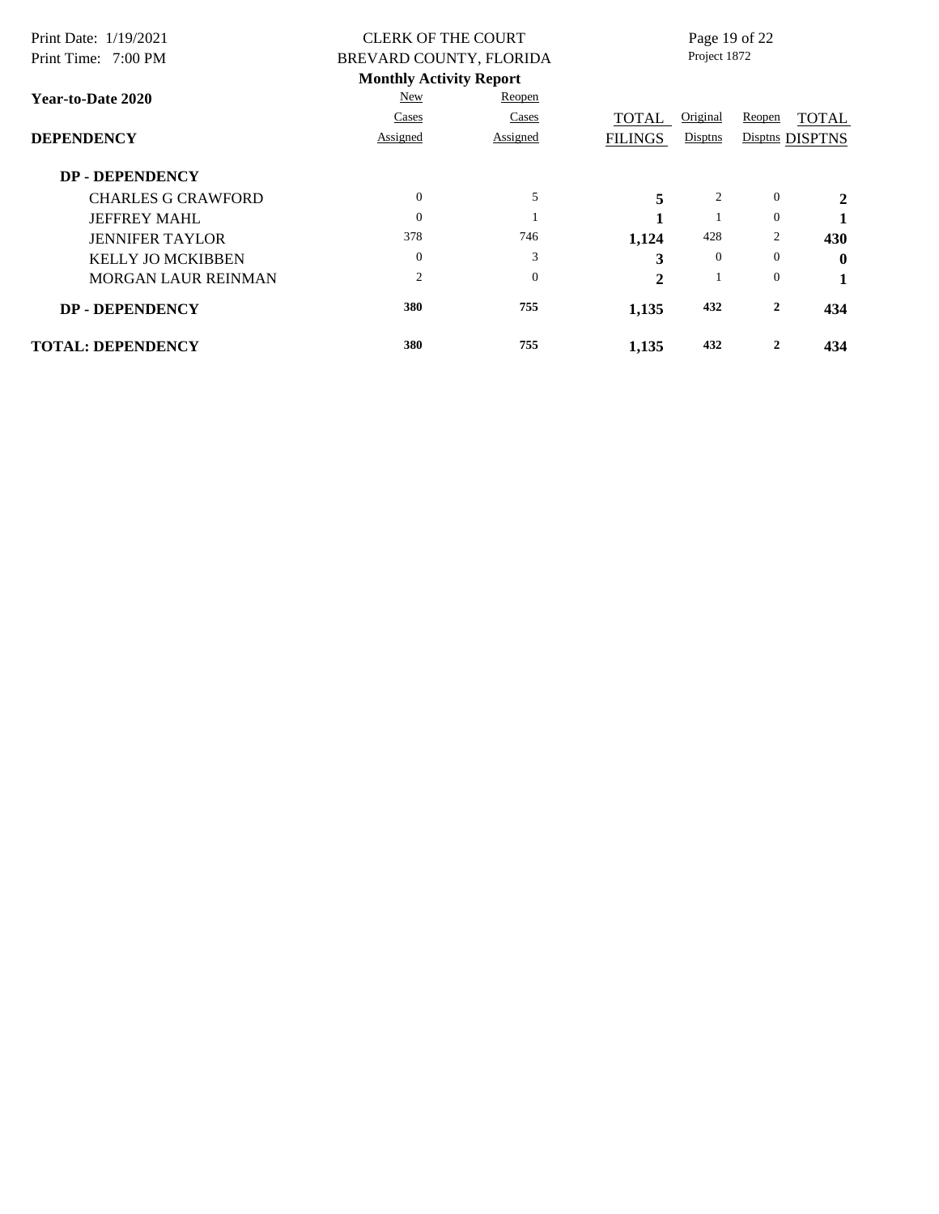CLERK OF THE COURT
BREVARD COUNTY, FLORIDA

**Monthly Activity Report**

**Year-to-Date 2020**

| **DEPENDENCY** | New Cases Assigned | Reopen Cases Assigned | TOTAL FILINGS | Original Disptns | Reopen Disptns | TOTAL DISPTNS |
|---|---|---|---|---|---|---|
| **DP - DEPENDENCY** | | | | | | |
| CHARLES G CRAWFORD | 0 | 5 | **5** | 2 | 0 | **2** |
| JEFFREY MAHL | 0 | 1 | **1** | 1 | 0 | **1** |
| JENNIFER TAYLOR | 378 | 746 | **1,124** | 428 | 2 | **430** |
| KELLY JO MCKIBBEN | 0 | 3 | **3** | 0 | 0 | **0** |
| MORGAN LAUR REINMAN | 2 | 0 | **2** | 1 | 0 | **1** |
| **DP - DEPENDENCY** | **380** | **755** | **1,135** | **432** | **2** | **434** |
| **TOTAL: DEPENDENCY** | **380** | **755** | **1,135** | **432** | **2** | **434** |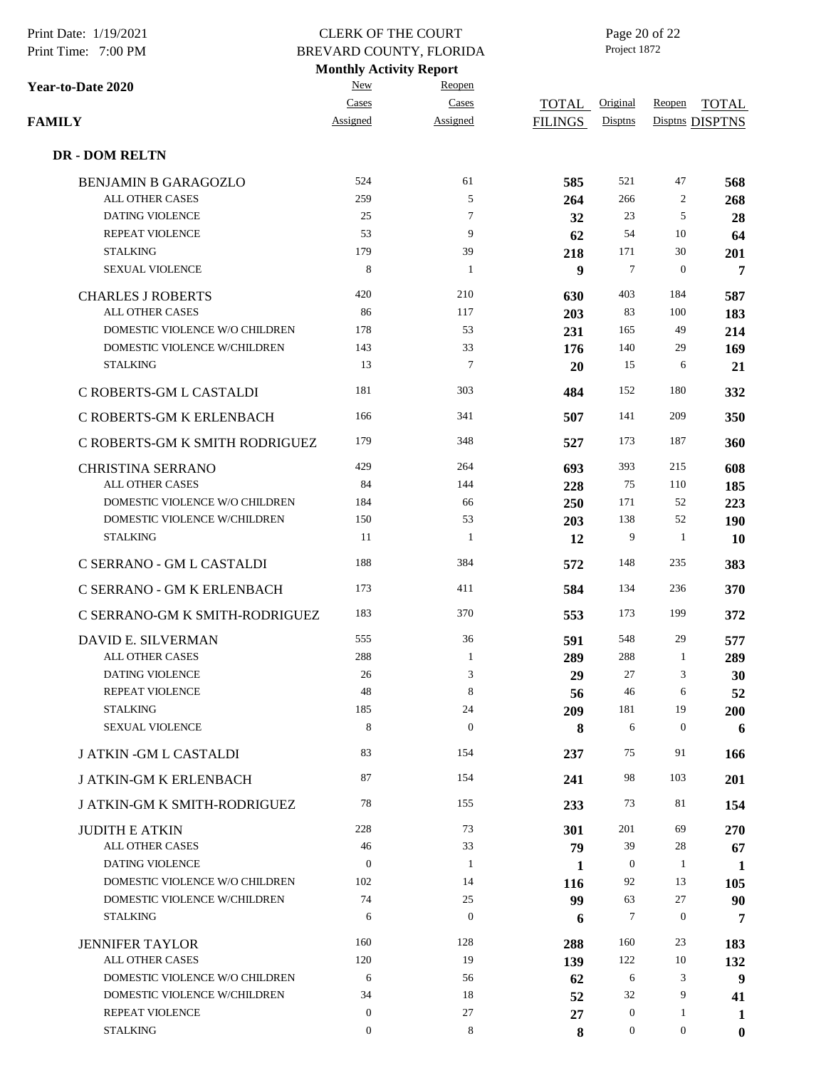CLERK OF THE COURT
BREVARD COUNTY, FLORIDA
**Monthly Activity Report**

Project 1872

**Year-to-Date 2020**

**FAMILY**

| | New Cases Assigned | Reopen Cases Assigned | TOTAL FILINGS | Original Disptns | Reopen Disptns | TOTAL DISPTNS |
|---|---|---|---|---|---|---|
| **DR - DOM RELTN** | | | | | | |
| BENJAMIN B GARAGOZLO | 524 | 61 | **585** | 521 | 47 | **568** |
| ALL OTHER CASES | 259 | 5 | **264** | 266 | 2 | **268** |
| DATING VIOLENCE | 25 | 7 | **32** | 23 | 5 | **28** |
| REPEAT VIOLENCE | 53 | 9 | **62** | 54 | 10 | **64** |
| STALKING | 179 | 39 | **218** | 171 | 30 | **201** |
| SEXUAL VIOLENCE | 8 | 1 | **9** | 7 | 0 | **7** |
| CHARLES J ROBERTS | 420 | 210 | **630** | 403 | 184 | **587** |
| ALL OTHER CASES | 86 | 117 | **203** | 83 | 100 | **183** |
| DOMESTIC VIOLENCE W/O CHILDREN | 178 | 53 | **231** | 165 | 49 | **214** |
| DOMESTIC VIOLENCE W/CHILDREN | 143 | 33 | **176** | 140 | 29 | **169** |
| STALKING | 13 | 7 | **20** | 15 | 6 | **21** |
| C ROBERTS-GM L CASTALDI | 181 | 303 | **484** | 152 | 180 | **332** |
| C ROBERTS-GM K ERLENBACH | 166 | 341 | **507** | 141 | 209 | **350** |
| C ROBERTS-GM K SMITH RODRIGUEZ | 179 | 348 | **527** | 173 | 187 | **360** |
| CHRISTINA SERRANO | 429 | 264 | **693** | 393 | 215 | **608** |
| ALL OTHER CASES | 84 | 144 | **228** | 75 | 110 | **185** |
| DOMESTIC VIOLENCE W/O CHILDREN | 184 | 66 | **250** | 171 | 52 | **223** |
| DOMESTIC VIOLENCE W/CHILDREN | 150 | 53 | **203** | 138 | 52 | **190** |
| STALKING | 11 | 1 | **12** | 9 | 1 | **10** |
| C SERRANO - GM L CASTALDI | 188 | 384 | **572** | 148 | 235 | **383** |
| C SERRANO - GM K ERLENBACH | 173 | 411 | **584** | 134 | 236 | **370** |
| C SERRANO-GM K SMITH-RODRIGUEZ | 183 | 370 | **553** | 173 | 199 | **372** |
| DAVID E. SILVERMAN | 555 | 36 | **591** | 548 | 29 | **577** |
| ALL OTHER CASES | 288 | 1 | **289** | 288 | 1 | **289** |
| DATING VIOLENCE | 26 | 3 | **29** | 27 | 3 | **30** |
| REPEAT VIOLENCE | 48 | 8 | **56** | 46 | 6 | **52** |
| STALKING | 185 | 24 | **209** | 181 | 19 | **200** |
| SEXUAL VIOLENCE | 8 | 0 | **8** | 6 | 0 | **6** |
| J ATKIN -GM L CASTALDI | 83 | 154 | **237** | 75 | 91 | **166** |
| J ATKIN-GM K ERLENBACH | 87 | 154 | **241** | 98 | 103 | **201** |
| J ATKIN-GM K SMITH-RODRIGUEZ | 78 | 155 | **233** | 73 | 81 | **154** |
| JUDITH E ATKIN | 228 | 73 | **301** | 201 | 69 | **270** |
| ALL OTHER CASES | 46 | 33 | **79** | 39 | 28 | **67** |
| DATING VIOLENCE | 0 | 1 | **1** | 0 | 1 | **1** |
| DOMESTIC VIOLENCE W/O CHILDREN | 102 | 14 | **116** | 92 | 13 | **105** |
| DOMESTIC VIOLENCE W/CHILDREN | 74 | 25 | **99** | 63 | 27 | **90** |
| STALKING | 6 | 0 | **6** | 7 | 0 | **7** |
| JENNIFER TAYLOR | 160 | 128 | **288** | 160 | 23 | **183** |
| ALL OTHER CASES | 120 | 19 | **139** | 122 | 10 | **132** |
| DOMESTIC VIOLENCE W/O CHILDREN | 6 | 56 | **62** | 6 | 3 | **9** |
| DOMESTIC VIOLENCE W/CHILDREN | 34 | 18 | **52** | 32 | 9 | **41** |
| REPEAT VIOLENCE | 0 | 27 | **27** | 0 | 1 | **1** |
| STALKING | 0 | 8 | **8** | 0 | 0 | **0** |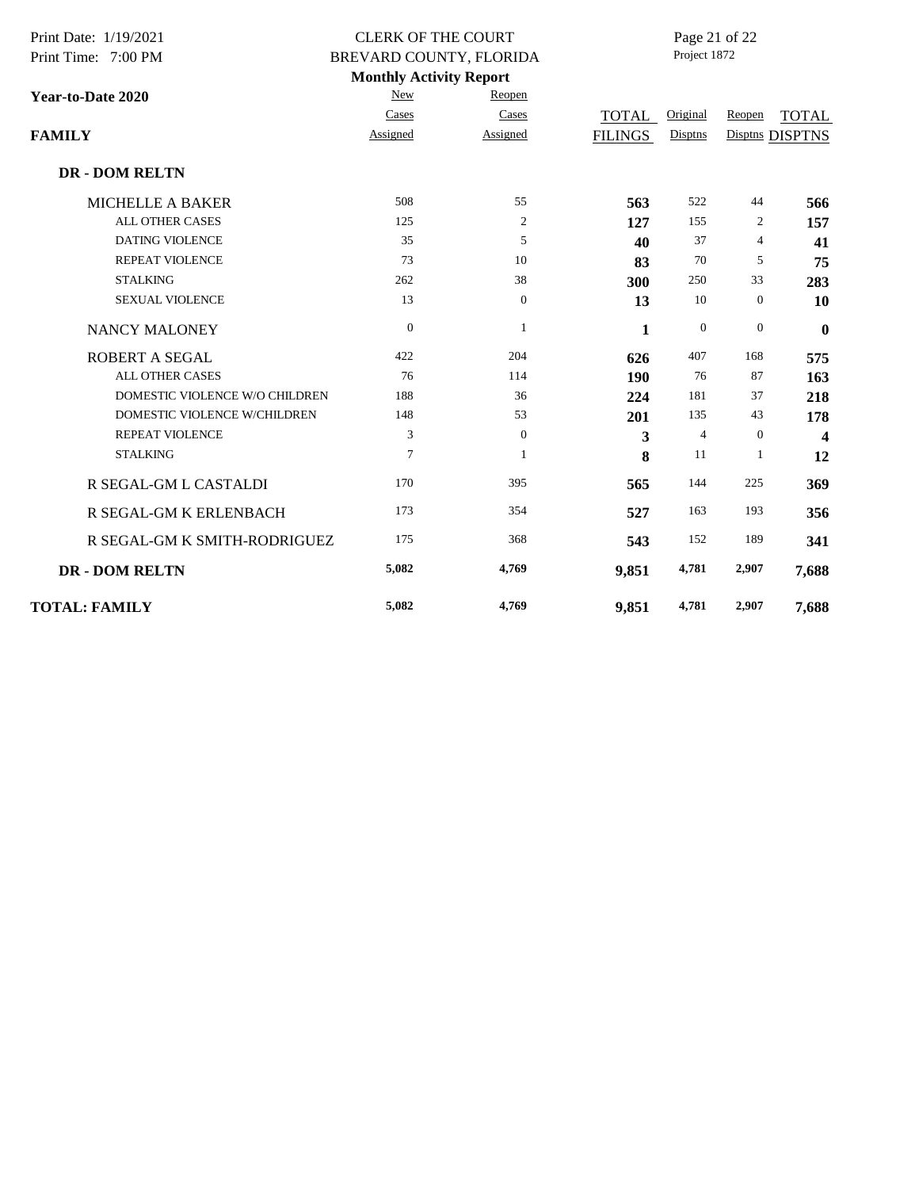CLERK OF THE COURT
BREVARD COUNTY, FLORIDA
**Monthly Activity Report**

Print Date: 1/19/2021
Print Time: 7:00 PM

Project 1872

**Year-to-Date 2020**

| **FAMILY** | New Cases Assigned | Reopen Cases Assigned | TOTAL FILINGS | Original Disptns | Reopen Disptns | TOTAL DISPTNS |
|---|---|---|---|---|---|---|
| **DR - DOM RELTN** | | | | | | |
| MICHELLE A BAKER | 508 | 55 | **563** | 522 | 44 | **566** |
| ALL OTHER CASES | 125 | 2 | **127** | 155 | 2 | **157** |
| DATING VIOLENCE | 35 | 5 | **40** | 37 | 4 | **41** |
| REPEAT VIOLENCE | 73 | 10 | **83** | 70 | 5 | **75** |
| STALKING | 262 | 38 | **300** | 250 | 33 | **283** |
| SEXUAL VIOLENCE | 13 | 0 | **13** | 10 | 0 | **10** |
| NANCY MALONEY | 0 | 1 | **1** | 0 | 0 | **0** |
| ROBERT A SEGAL | 422 | 204 | **626** | 407 | 168 | **575** |
| ALL OTHER CASES | 76 | 114 | **190** | 76 | 87 | **163** |
| DOMESTIC VIOLENCE W/O CHILDREN | 188 | 36 | **224** | 181 | 37 | **218** |
| DOMESTIC VIOLENCE W/CHILDREN | 148 | 53 | **201** | 135 | 43 | **178** |
| REPEAT VIOLENCE | 3 | 0 | **3** | 4 | 0 | **4** |
| STALKING | 7 | 1 | **8** | 11 | 1 | **12** |
| R SEGAL-GM L CASTALDI | 170 | 395 | **565** | 144 | 225 | **369** |
| R SEGAL-GM K ERLENBACH | 173 | 354 | **527** | 163 | 193 | **356** |
| R SEGAL-GM K SMITH-RODRIGUEZ | 175 | 368 | **543** | 152 | 189 | **341** |
| **DR - DOM RELTN** | **5,082** | **4,769** | **9,851** | **4,781** | **2,907** | **7,688** |
| **TOTAL: FAMILY** | **5,082** | **4,769** | **9,851** | **4,781** | **2,907** | **7,688** |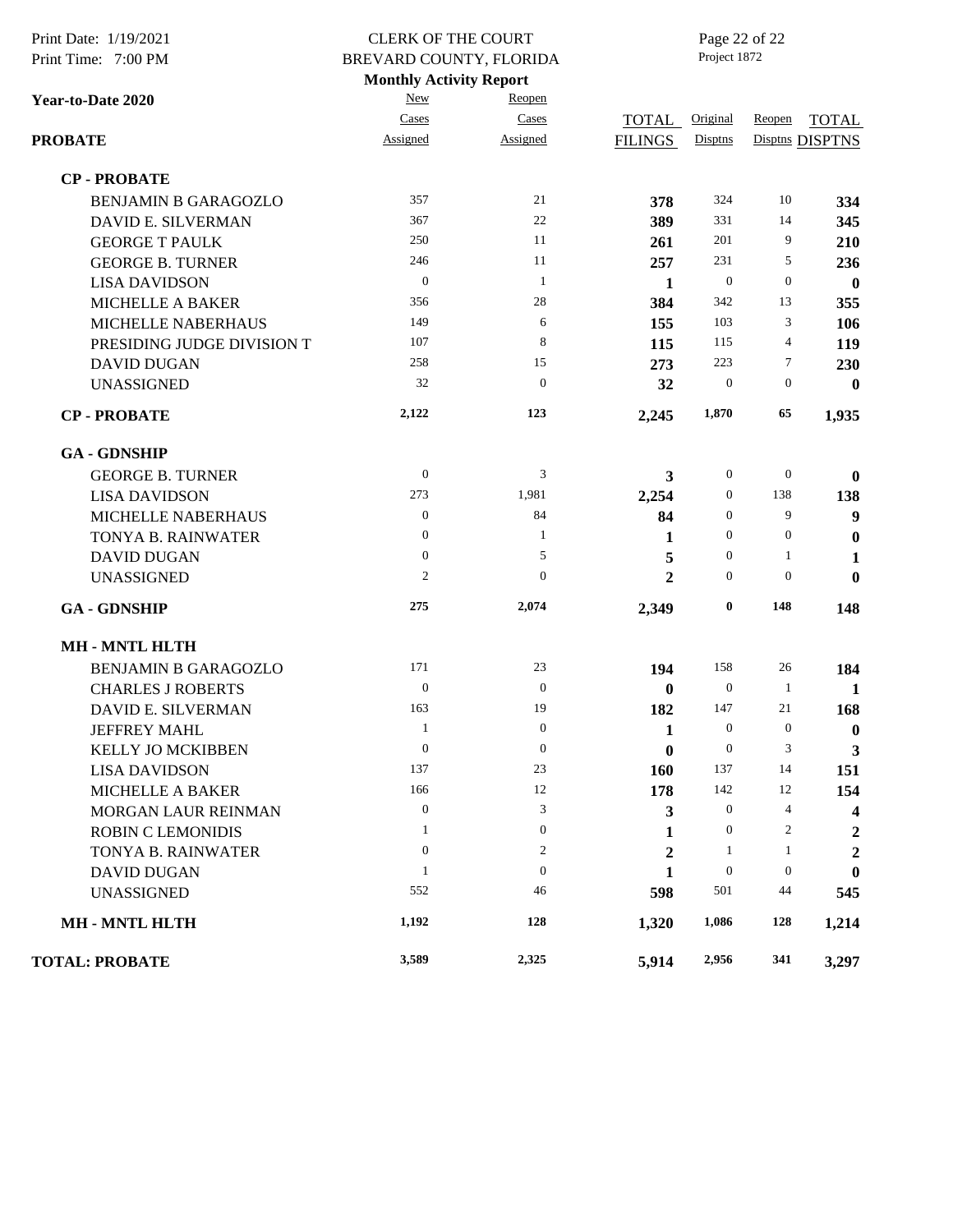CLERK OF THE COURT
BREVARD COUNTY, FLORIDA
**Monthly Activity Report**

Print Date: 1/19/2021
Print Time: 7:00 PM

Project 1872

**Year-to-Date 2020**

| **PROBATE** | New Cases Assigned | Reopen Cases Assigned | TOTAL FILINGS | Original Disptns | Reopen Disptns | TOTAL DISPTNS |
|---|---|---|---|---|---|---|
| **CP - PROBATE** | | | | | | |
| BENJAMIN B GARAGOZLO | 357 | 21 | **378** | 324 | 10 | **334** |
| DAVID E. SILVERMAN | 367 | 22 | **389** | 331 | 14 | **345** |
| GEORGE T PAULK | 250 | 11 | **261** | 201 | 9 | **210** |
| GEORGE B. TURNER | 246 | 11 | **257** | 231 | 5 | **236** |
| LISA DAVIDSON | 0 | 1 | **1** | 0 | 0 | **0** |
| MICHELLE A BAKER | 356 | 28 | **384** | 342 | 13 | **355** |
| MICHELLE NABERHAUS | 149 | 6 | **155** | 103 | 3 | **106** |
| PRESIDING JUDGE DIVISION T | 107 | 8 | **115** | 115 | 4 | **119** |
| DAVID DUGAN | 258 | 15 | **273** | 223 | 7 | **230** |
| UNASSIGNED | 32 | 0 | **32** | 0 | 0 | **0** |
| **CP - PROBATE** | **2,122** | **123** | **2,245** | **1,870** | **65** | **1,935** |
| **GA - GDNSHIP** | | | | | | |
| GEORGE B. TURNER | 0 | 3 | **3** | 0 | 0 | **0** |
| LISA DAVIDSON | 273 | 1,981 | **2,254** | 0 | 138 | **138** |
| MICHELLE NABERHAUS | 0 | 84 | **84** | 0 | 9 | **9** |
| TONYA B. RAINWATER | 0 | 1 | **1** | 0 | 0 | **0** |
| DAVID DUGAN | 0 | 5 | **5** | 0 | 1 | **1** |
| UNASSIGNED | 2 | 0 | **2** | 0 | 0 | **0** |
| **GA - GDNSHIP** | **275** | **2,074** | **2,349** | **0** | **148** | **148** |
| **MH - MNTL HLTH** | | | | | | |
| BENJAMIN B GARAGOZLO | 171 | 23 | **194** | 158 | 26 | **184** |
| CHARLES J ROBERTS | 0 | 0 | **0** | 0 | 1 | **1** |
| DAVID E. SILVERMAN | 163 | 19 | **182** | 147 | 21 | **168** |
| JEFFREY MAHL | 1 | 0 | **1** | 0 | 0 | **0** |
| KELLY JO MCKIBBEN | 0 | 0 | **0** | 0 | 3 | **3** |
| LISA DAVIDSON | 137 | 23 | **160** | 137 | 14 | **151** |
| MICHELLE A BAKER | 166 | 12 | **178** | 142 | 12 | **154** |
| MORGAN LAUR REINMAN | 0 | 3 | **3** | 0 | 4 | **4** |
| ROBIN C LEMONIDIS | 1 | 0 | **1** | 0 | 2 | **2** |
| TONYA B. RAINWATER | 0 | 2 | **2** | 1 | 1 | **2** |
| DAVID DUGAN | 1 | 0 | **1** | 0 | 0 | **0** |
| UNASSIGNED | 552 | 46 | **598** | 501 | 44 | **545** |
| **MH - MNTL HLTH** | **1,192** | **128** | **1,320** | **1,086** | **128** | **1,214** |
| **TOTAL: PROBATE** | **3,589** | **2,325** | **5,914** | **2,956** | **341** | **3,297** |